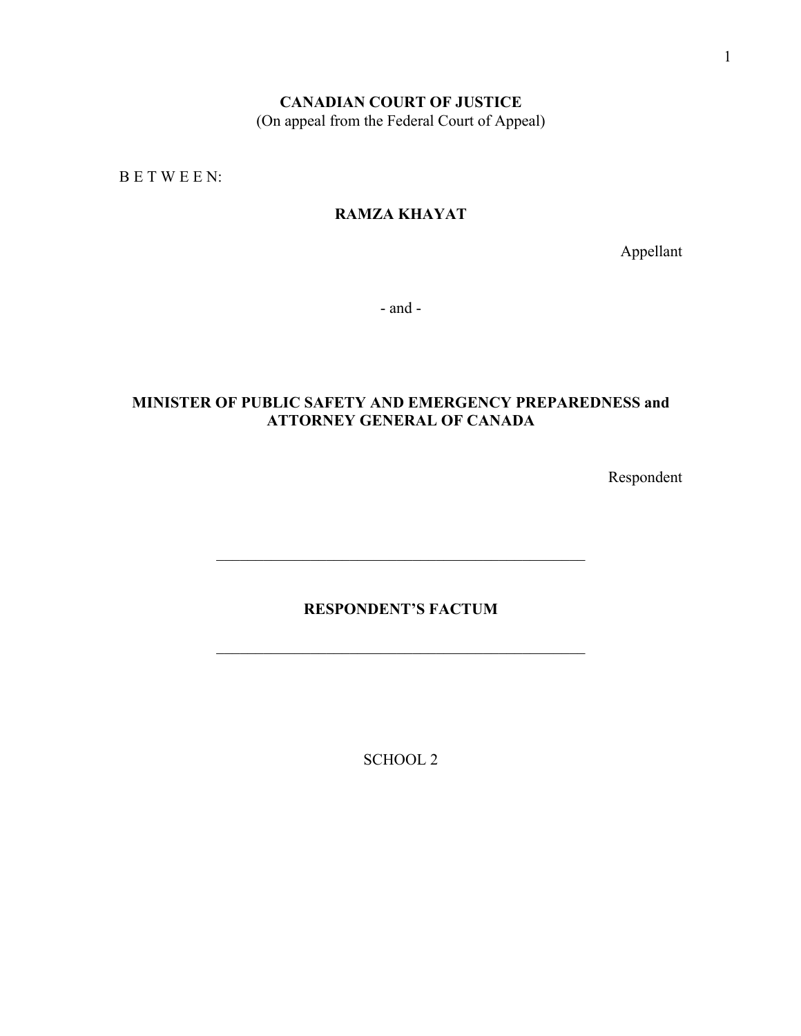**CANADIAN COURT OF JUSTICE**
(On appeal from the Federal Court of Appeal)

B E T W E E N:

**RAMZA KHAYAT**

Appellant

\- and -

**MINISTER OF PUBLIC SAFETY AND EMERGENCY PREPAREDNESS and ATTORNEY GENERAL OF CANADA**

Respondent

---

**RESPONDENT'S FACTUM**

---

SCHOOL 2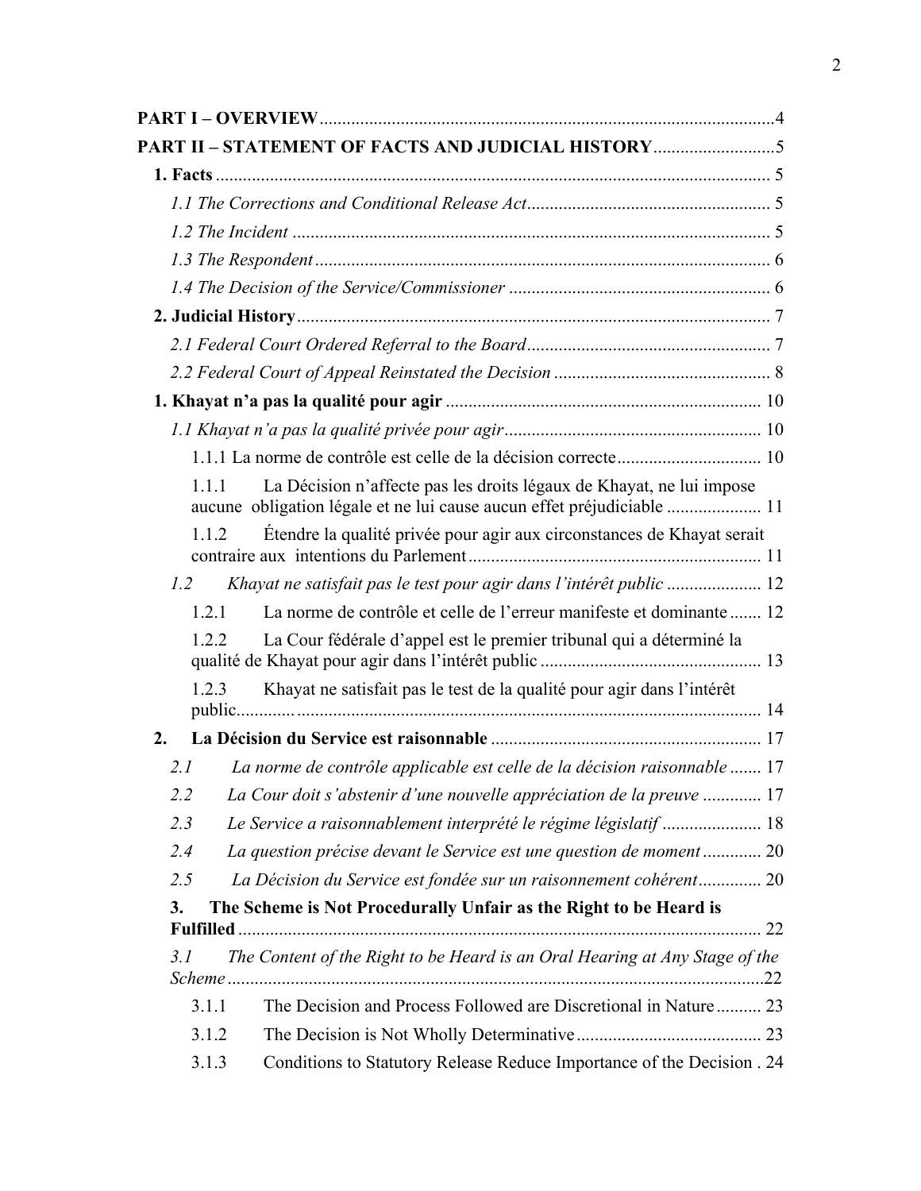**PART I – OVERVIEW**....................................................................................................4

**PART II – STATEMENT OF FACTS AND JUDICIAL HISTORY**...........................5

**1. Facts** ......................................................................................................... 5

*1.1 The Corrections and Conditional Release Act*...................................................... 5

*1.2 The Incident* ............................................................................................. 5

*1.3 The Respondent*.......................................................................................... 6

*1.4 The Decision of the Service/Commissioner* .......................................................... 6

**2. Judicial History**............................................................................................ 7

*2.1 Federal Court Ordered Referral to the Board*...................................................... 7

*2.2 Federal Court of Appeal Reinstated the Decision* ................................................ 8

**1. Khayat n'a pas la qualité pour agir** ...................................................................... 10

*1.1 Khayat n'a pas la qualité privée pour agir*.......................................................... 10

1.1.1 La norme de contrôle est celle de la décision correcte................................ 10

1.1.1 La Décision n'affecte pas les droits légaux de Khayat, ne lui impose aucune obligation légale et ne lui cause aucun effet préjudiciable ..................... 11

1.1.2 Étendre la qualité privée pour agir aux circonstances de Khayat serait contraire aux intentions du Parlement.................................................................. 11

*1.2 Khayat ne satisfait pas le test pour agir dans l'intérêt public* ..................... 12

1.2.1 La norme de contrôle et celle de l'erreur manifeste et dominante ....... 12

1.2.2 La Cour fédérale d'appel est le premier tribunal qui a déterminé la qualité de Khayat pour agir dans l'intérêt public ................................................. 13

1.2.3 Khayat ne satisfait pas le test de la qualité pour agir dans l'intérêt public............................................................................................................. 14

**2. La Décision du Service est raisonnable** ........................................................... 17

*2.1 La norme de contrôle applicable est celle de la décision raisonnable* ....... 17

*2.2 La Cour doit s'abstenir d'une nouvelle appréciation de la preuve* ............ 17

*2.3 Le Service a raisonnablement interprété le régime législatif* ...................... 18

*2.4 La question précise devant le Service est une question de moment*............. 20

*2.5 La Décision du Service est fondée sur un raisonnement cohérent*.............. 20

**3. The Scheme is Not Procedurally Unfair as the Right to be Heard is Fulfilled** .................................................................................................................... 22

*3.1 The Content of the Right to be Heard is an Oral Hearing at Any Stage of the Scheme*......................................................................................................................22

3.1.1 The Decision and Process Followed are Discretional in Nature.......... 23

3.1.2 The Decision is Not Wholly Determinative......................................... 23

3.1.3 Conditions to Statutory Release Reduce Importance of the Decision . 24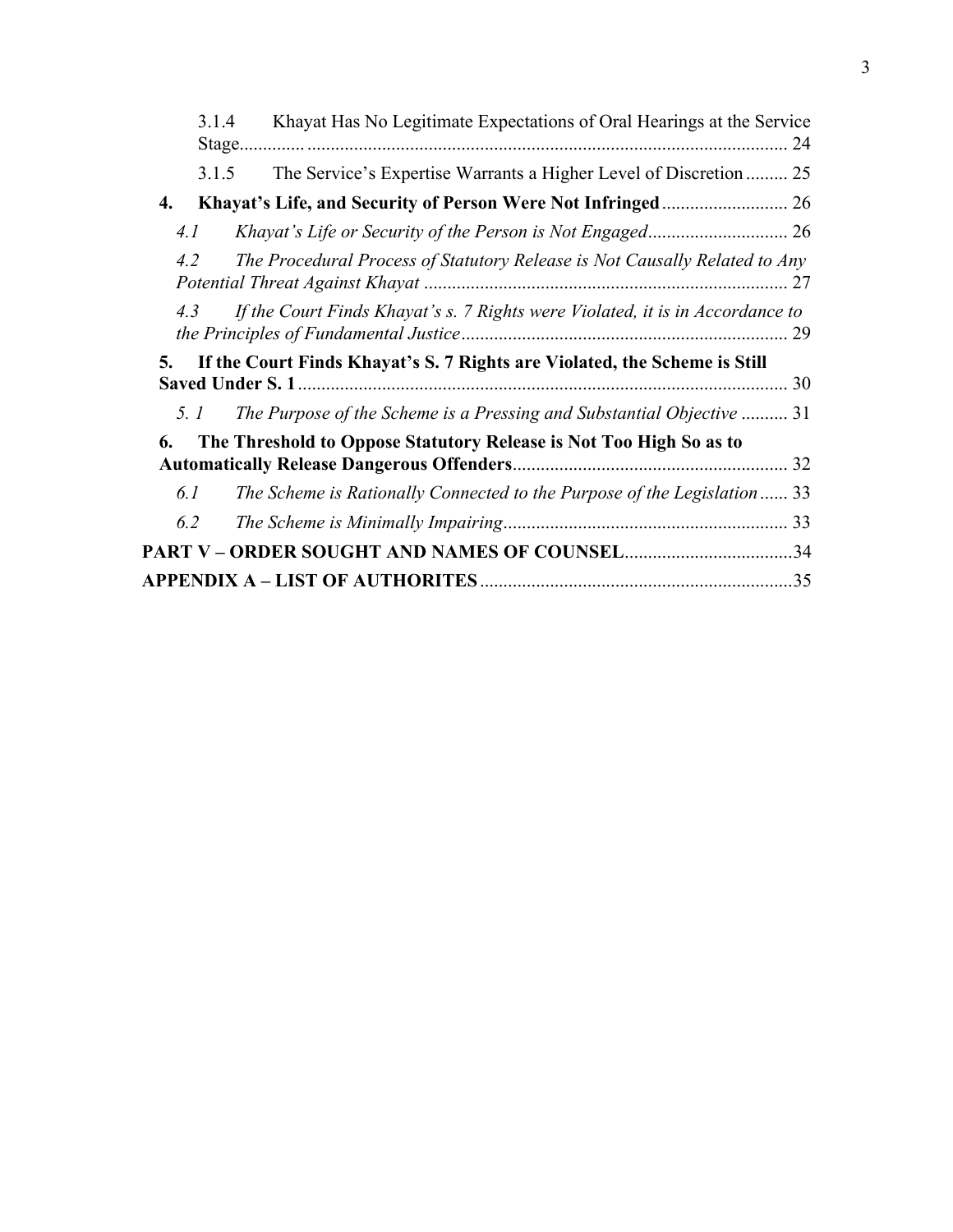3.1.4 Khayat Has No Legitimate Expectations of Oral Hearings at the Service Stage........................................................................................................ 24

3.1.5 The Service's Expertise Warrants a Higher Level of Discretion ......... 25

**4. Khayat's Life, and Security of Person Were Not Infringed** ........................... 26

*4.1 Khayat's Life or Security of the Person is Not Engaged* .............................. 26

*4.2 The Procedural Process of Statutory Release is Not Causally Related to Any Potential Threat Against Khayat* .............................................................................. 27

*4.3 If the Court Finds Khayat's s. 7 Rights were Violated, it is in Accordance to the Principles of Fundamental Justice* ...................................................................... 29

**5. If the Court Finds Khayat's S. 7 Rights are Violated, the Scheme is Still Saved Under S. 1** ......................................................................................................... 30

*5. 1 The Purpose of the Scheme is a Pressing and Substantial Objective* .......... 31

**6. The Threshold to Oppose Statutory Release is Not Too High So as to Automatically Release Dangerous Offenders** .......................................................... 32

*6.1 The Scheme is Rationally Connected to the Purpose of the Legislation* ...... 33

*6.2 The Scheme is Minimally Impairing* ............................................................. 33

**PART V – ORDER SOUGHT AND NAMES OF COUNSEL** ....................................34

**APPENDIX A – LIST OF AUTHORITES** ...................................................................35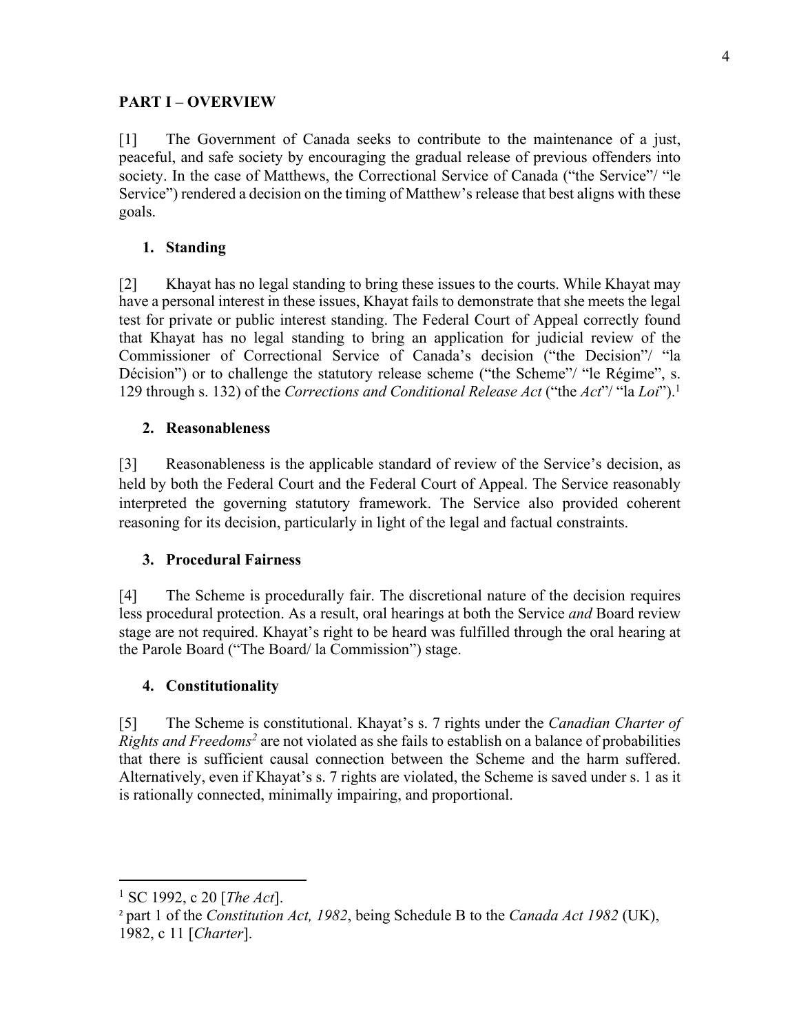## PART I – OVERVIEW

[1] The Government of Canada seeks to contribute to the maintenance of a just, peaceful, and safe society by encouraging the gradual release of previous offenders into society. In the case of Matthews, the Correctional Service of Canada ("the Service"/ "le Service") rendered a decision on the timing of Matthew's release that best aligns with these goals.

### 1. Standing

[2] Khayat has no legal standing to bring these issues to the courts. While Khayat may have a personal interest in these issues, Khayat fails to demonstrate that she meets the legal test for private or public interest standing. The Federal Court of Appeal correctly found that Khayat has no legal standing to bring an application for judicial review of the Commissioner of Correctional Service of Canada's decision ("the Decision"/ "la Décision") or to challenge the statutory release scheme ("the Scheme"/ "le Régime", s. 129 through s. 132) of the *Corrections and Conditional Release Act* ("the *Act*"/ "la *Loi*").[1]

### 2. Reasonableness

[3] Reasonableness is the applicable standard of review of the Service's decision, as held by both the Federal Court and the Federal Court of Appeal. The Service reasonably interpreted the governing statutory framework. The Service also provided coherent reasoning for its decision, particularly in light of the legal and factual constraints.

### 3. Procedural Fairness

[4] The Scheme is procedurally fair. The discretional nature of the decision requires less procedural protection. As a result, oral hearings at both the Service *and* Board review stage are not required. Khayat's right to be heard was fulfilled through the oral hearing at the Parole Board ("The Board/ la Commission") stage.

### 4. Constitutionality

[5] The Scheme is constitutional. Khayat's s. 7 rights under the *Canadian Charter of Rights and Freedoms*[2] are not violated as she fails to establish on a balance of probabilities that there is sufficient causal connection between the Scheme and the harm suffered. Alternatively, even if Khayat's s. 7 rights are violated, the Scheme is saved under s. 1 as it is rationally connected, minimally impairing, and proportional.

---

[1] SC 1992, c 20 [*The Act*].

[2] part 1 of the *Constitution Act, 1982*, being Schedule B to the *Canada Act 1982* (UK), 1982, c 11 [*Charter*].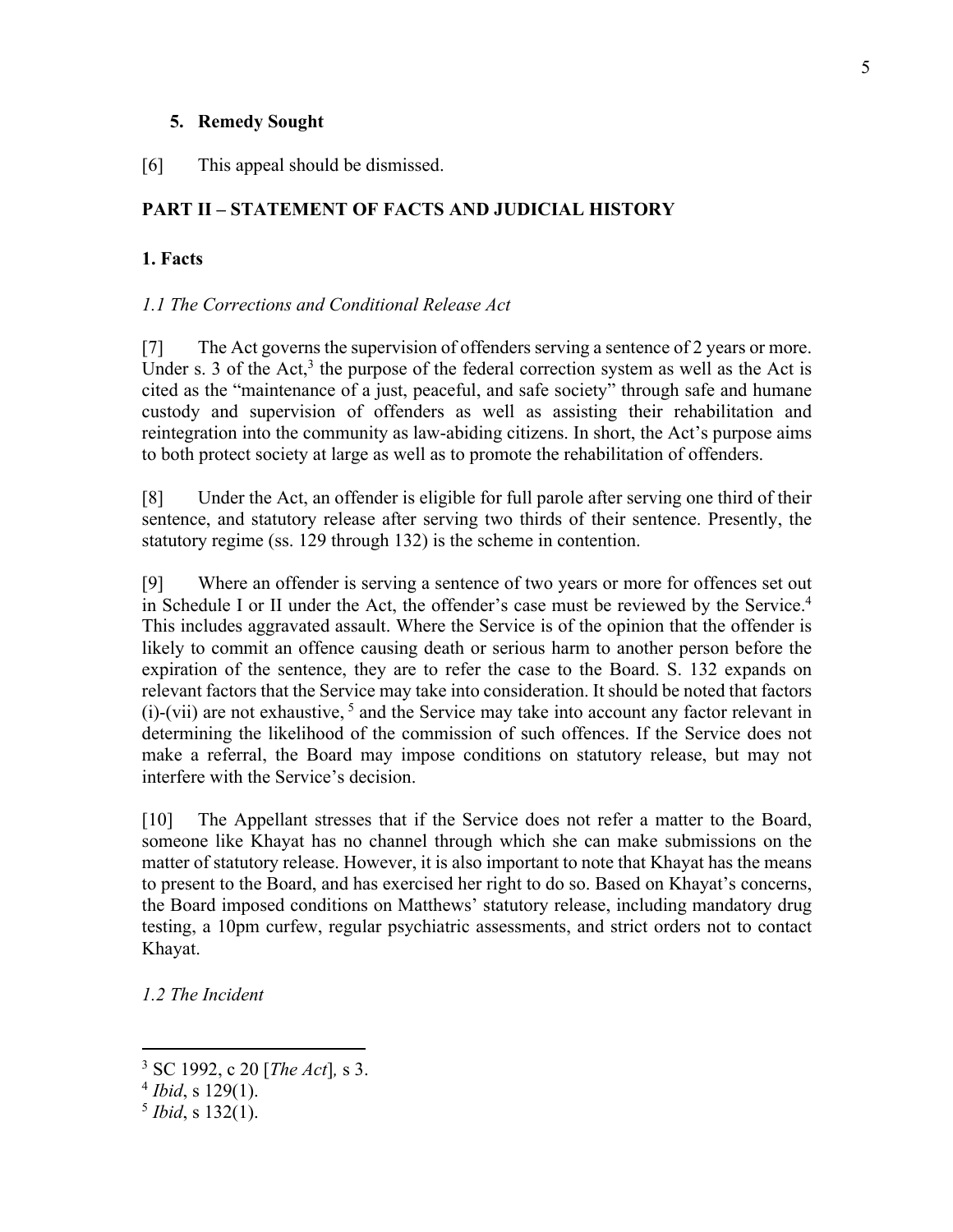### 5. Remedy Sought

[6] This appeal should be dismissed.

## PART II – STATEMENT OF FACTS AND JUDICIAL HISTORY

### 1. Facts

*1.1 The Corrections and Conditional Release Act*

[7] The Act governs the supervision of offenders serving a sentence of 2 years or more. Under s. 3 of the Act,[3] the purpose of the federal correction system as well as the Act is cited as the "maintenance of a just, peaceful, and safe society" through safe and humane custody and supervision of offenders as well as assisting their rehabilitation and reintegration into the community as law-abiding citizens. In short, the Act's purpose aims to both protect society at large as well as to promote the rehabilitation of offenders.

[8] Under the Act, an offender is eligible for full parole after serving one third of their sentence, and statutory release after serving two thirds of their sentence. Presently, the statutory regime (ss. 129 through 132) is the scheme in contention.

[9] Where an offender is serving a sentence of two years or more for offences set out in Schedule I or II under the Act, the offender's case must be reviewed by the Service.[4] This includes aggravated assault. Where the Service is of the opinion that the offender is likely to commit an offence causing death or serious harm to another person before the expiration of the sentence, they are to refer the case to the Board. S. 132 expands on relevant factors that the Service may take into consideration. It should be noted that factors (i)-(vii) are not exhaustive, [5] and the Service may take into account any factor relevant in determining the likelihood of the commission of such offences. If the Service does not make a referral, the Board may impose conditions on statutory release, but may not interfere with the Service's decision.

[10] The Appellant stresses that if the Service does not refer a matter to the Board, someone like Khayat has no channel through which she can make submissions on the matter of statutory release. However, it is also important to note that Khayat has the means to present to the Board, and has exercised her right to do so. Based on Khayat's concerns, the Board imposed conditions on Matthews' statutory release, including mandatory drug testing, a 10pm curfew, regular psychiatric assessments, and strict orders not to contact Khayat.

*1.2 The Incident*

---

[3] SC 1992, c 20 [*The Act*], s 3.

[4] *Ibid*, s 129(1).

[5] *Ibid*, s 132(1).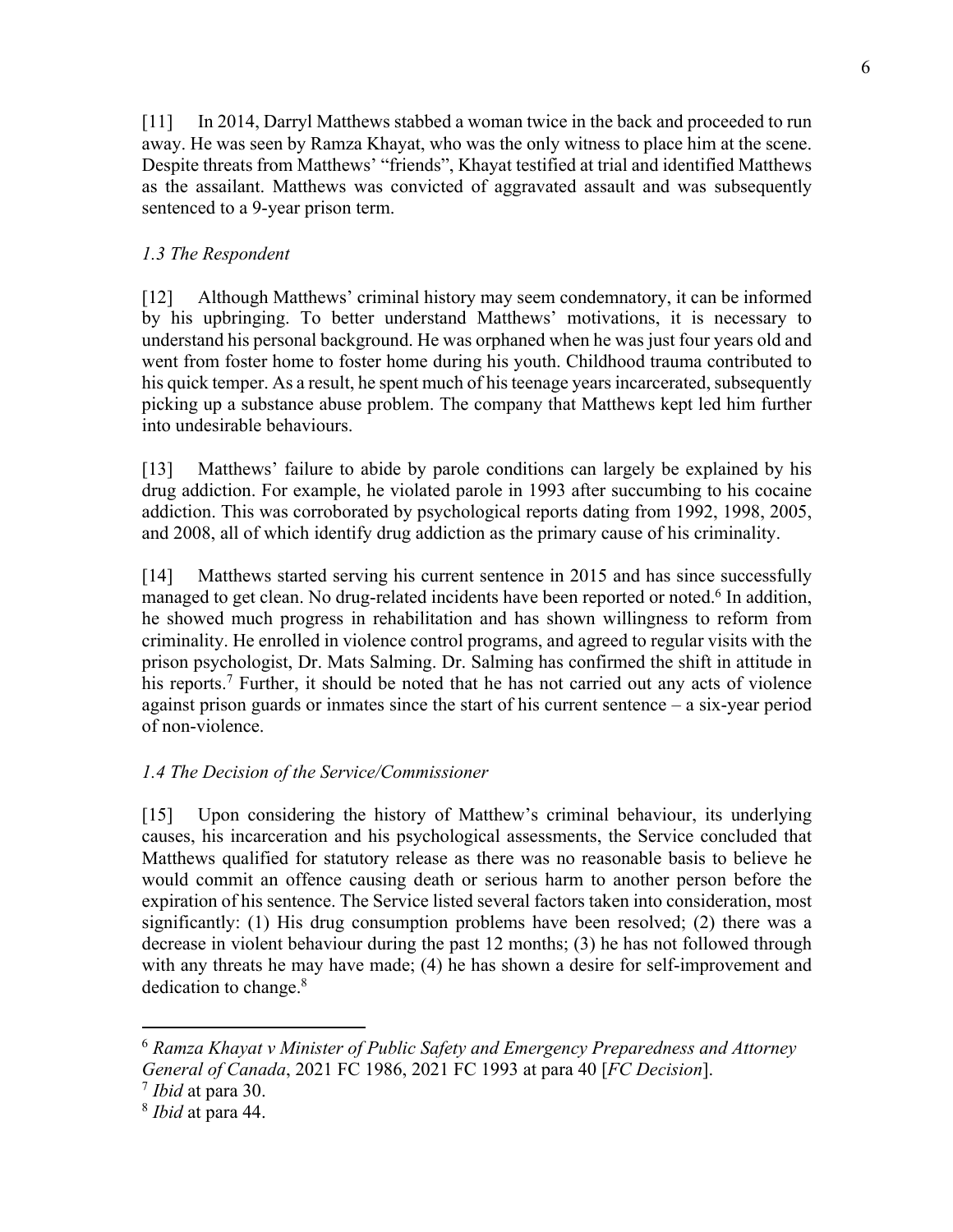[11] In 2014, Darryl Matthews stabbed a woman twice in the back and proceeded to run away. He was seen by Ramza Khayat, who was the only witness to place him at the scene. Despite threats from Matthews' "friends", Khayat testified at trial and identified Matthews as the assailant. Matthews was convicted of aggravated assault and was subsequently sentenced to a 9-year prison term.

### *1.3 The Respondent*

[12] Although Matthews' criminal history may seem condemnatory, it can be informed by his upbringing. To better understand Matthews' motivations, it is necessary to understand his personal background. He was orphaned when he was just four years old and went from foster home to foster home during his youth. Childhood trauma contributed to his quick temper. As a result, he spent much of his teenage years incarcerated, subsequently picking up a substance abuse problem. The company that Matthews kept led him further into undesirable behaviours.

[13] Matthews' failure to abide by parole conditions can largely be explained by his drug addiction. For example, he violated parole in 1993 after succumbing to his cocaine addiction. This was corroborated by psychological reports dating from 1992, 1998, 2005, and 2008, all of which identify drug addiction as the primary cause of his criminality.

[14] Matthews started serving his current sentence in 2015 and has since successfully managed to get clean. No drug-related incidents have been reported or noted.[6] In addition, he showed much progress in rehabilitation and has shown willingness to reform from criminality. He enrolled in violence control programs, and agreed to regular visits with the prison psychologist, Dr. Mats Salming. Dr. Salming has confirmed the shift in attitude in his reports.[7] Further, it should be noted that he has not carried out any acts of violence against prison guards or inmates since the start of his current sentence – a six-year period of non-violence.

### *1.4 The Decision of the Service/Commissioner*

[15] Upon considering the history of Matthew's criminal behaviour, its underlying causes, his incarceration and his psychological assessments, the Service concluded that Matthews qualified for statutory release as there was no reasonable basis to believe he would commit an offence causing death or serious harm to another person before the expiration of his sentence. The Service listed several factors taken into consideration, most significantly: (1) His drug consumption problems have been resolved; (2) there was a decrease in violent behaviour during the past 12 months; (3) he has not followed through with any threats he may have made; (4) he has shown a desire for self-improvement and dedication to change.[8]

---

[6] *Ramza Khayat v Minister of Public Safety and Emergency Preparedness and Attorney General of Canada*, 2021 FC 1986, 2021 FC 1993 at para 40 [*FC Decision*].

[7] *Ibid* at para 30.

[8] *Ibid* at para 44.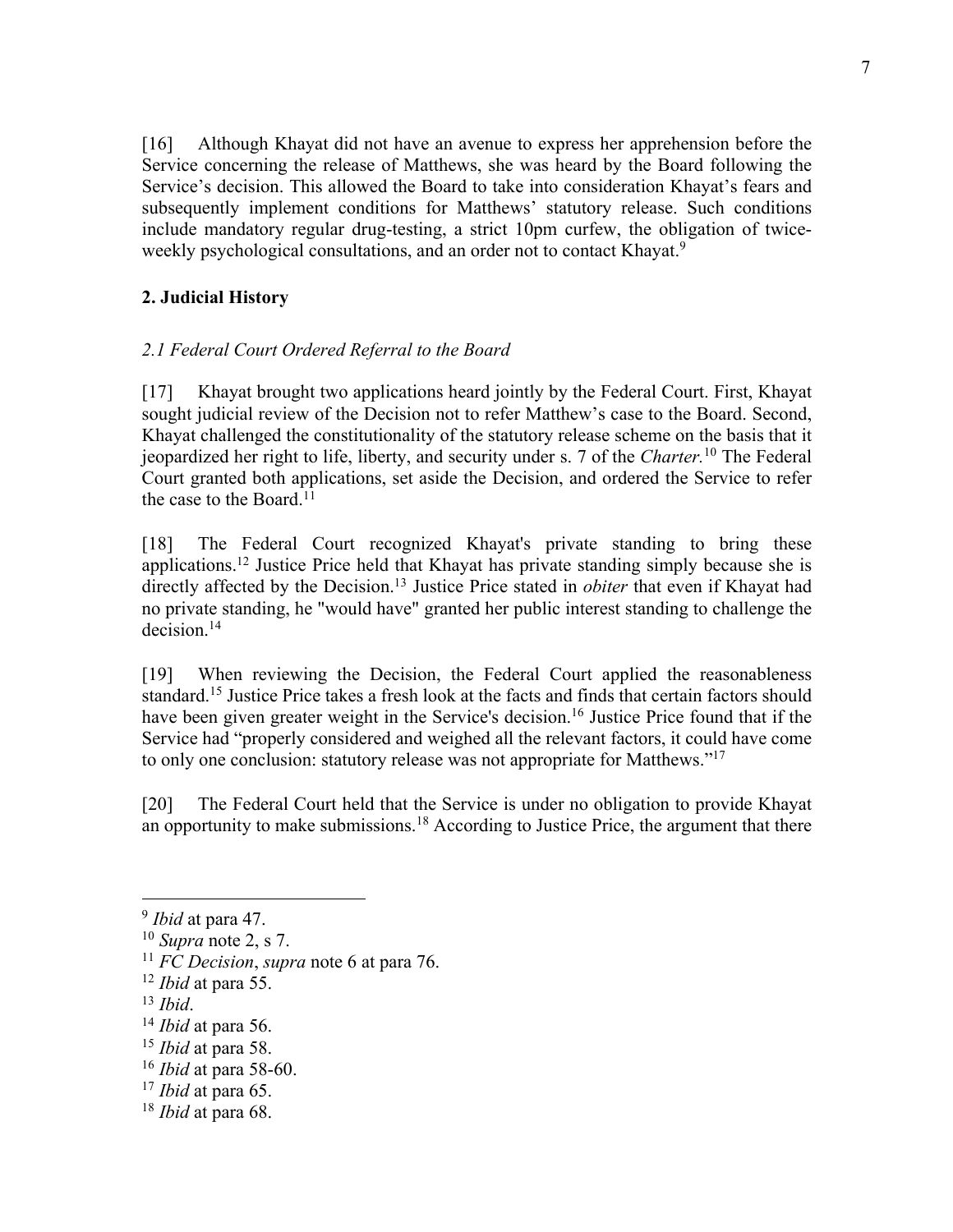[16] Although Khayat did not have an avenue to express her apprehension before the Service concerning the release of Matthews, she was heard by the Board following the Service's decision. This allowed the Board to take into consideration Khayat's fears and subsequently implement conditions for Matthews' statutory release. Such conditions include mandatory regular drug-testing, a strict 10pm curfew, the obligation of twice-weekly psychological consultations, and an order not to contact Khayat.[9]

## 2. Judicial History

### *2.1 Federal Court Ordered Referral to the Board*

[17] Khayat brought two applications heard jointly by the Federal Court. First, Khayat sought judicial review of the Decision not to refer Matthew's case to the Board. Second, Khayat challenged the constitutionality of the statutory release scheme on the basis that it jeopardized her right to life, liberty, and security under s. 7 of the *Charter.*[10] The Federal Court granted both applications, set aside the Decision, and ordered the Service to refer the case to the Board.[11]

[18] The Federal Court recognized Khayat's private standing to bring these applications.[12] Justice Price held that Khayat has private standing simply because she is directly affected by the Decision.[13] Justice Price stated in *obiter* that even if Khayat had no private standing, he "would have" granted her public interest standing to challenge the decision.[14]

[19] When reviewing the Decision, the Federal Court applied the reasonableness standard.[15] Justice Price takes a fresh look at the facts and finds that certain factors should have been given greater weight in the Service's decision.[16] Justice Price found that if the Service had "properly considered and weighed all the relevant factors, it could have come to only one conclusion: statutory release was not appropriate for Matthews."[17]

[20] The Federal Court held that the Service is under no obligation to provide Khayat an opportunity to make submissions.[18] According to Justice Price, the argument that there

---

[9] *Ibid* at para 47.

[10] *Supra* note 2, s 7.

[11] *FC Decision*, *supra* note 6 at para 76.

[12] *Ibid* at para 55.

[13] *Ibid*.

[14] *Ibid* at para 56.

[15] *Ibid* at para 58.

[16] *Ibid* at para 58-60.

[17] *Ibid* at para 65.

[18] *Ibid* at para 68.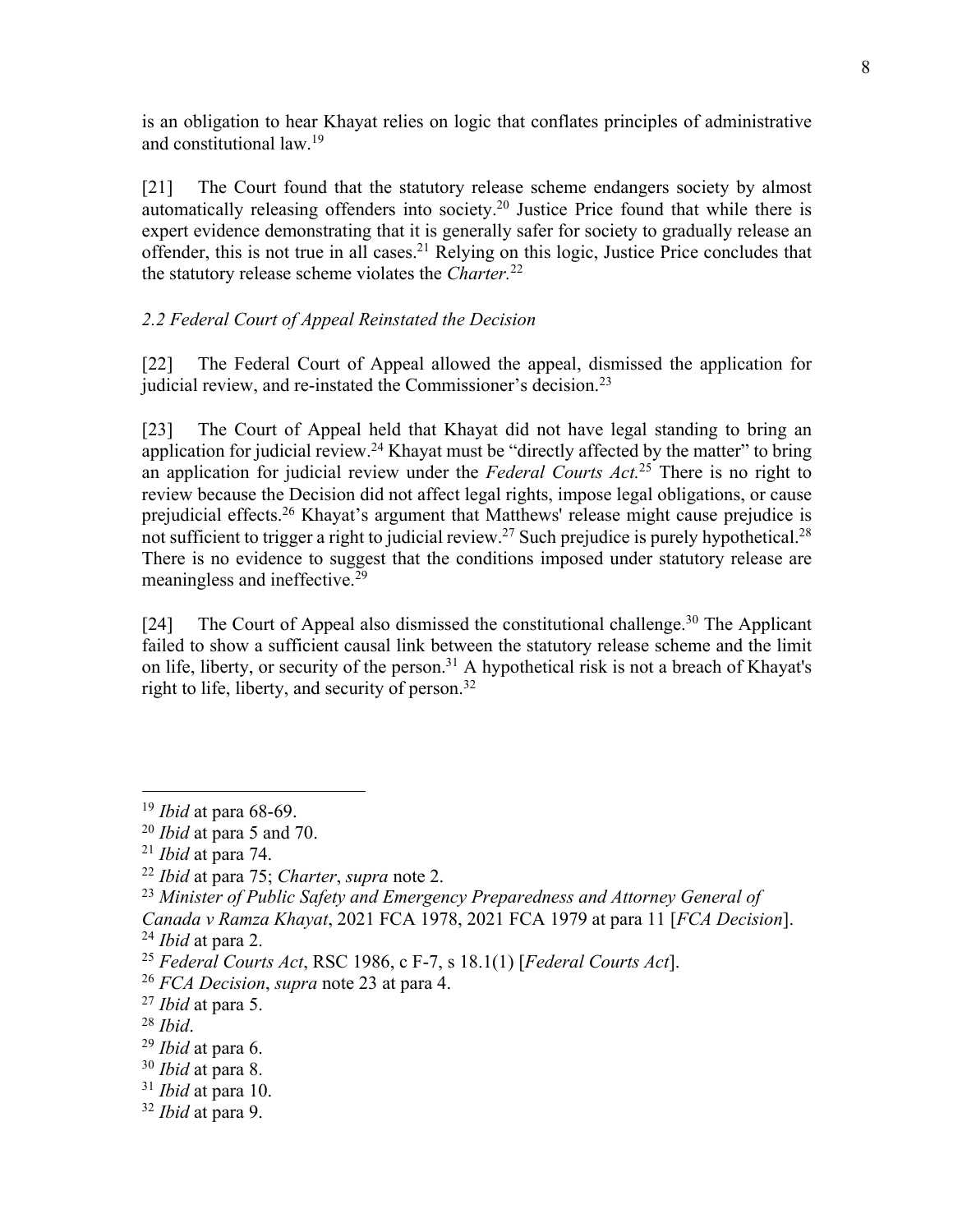is an obligation to hear Khayat relies on logic that conflates principles of administrative and constitutional law.[19]

[21] The Court found that the statutory release scheme endangers society by almost automatically releasing offenders into society.[20] Justice Price found that while there is expert evidence demonstrating that it is generally safer for society to gradually release an offender, this is not true in all cases.[21] Relying on this logic, Justice Price concludes that the statutory release scheme violates the *Charter.*[22]

### *2.2 Federal Court of Appeal Reinstated the Decision*

[22] The Federal Court of Appeal allowed the appeal, dismissed the application for judicial review, and re-instated the Commissioner's decision.[23]

[23] The Court of Appeal held that Khayat did not have legal standing to bring an application for judicial review.[24] Khayat must be "directly affected by the matter" to bring an application for judicial review under the *Federal Courts Act.*[25] There is no right to review because the Decision did not affect legal rights, impose legal obligations, or cause prejudicial effects.[26] Khayat's argument that Matthews' release might cause prejudice is not sufficient to trigger a right to judicial review.[27] Such prejudice is purely hypothetical.[28] There is no evidence to suggest that the conditions imposed under statutory release are meaningless and ineffective.[29]

[24] The Court of Appeal also dismissed the constitutional challenge.[30] The Applicant failed to show a sufficient causal link between the statutory release scheme and the limit on life, liberty, or security of the person.[31] A hypothetical risk is not a breach of Khayat's right to life, liberty, and security of person.[32]

---

[19] *Ibid* at para 68-69.
[20] *Ibid* at para 5 and 70.
[21] *Ibid* at para 74.
[22] *Ibid* at para 75; *Charter*, *supra* note 2.
[23] *Minister of Public Safety and Emergency Preparedness and Attorney General of Canada v Ramza Khayat*, 2021 FCA 1978, 2021 FCA 1979 at para 11 [*FCA Decision*].
[24] *Ibid* at para 2.
[25] *Federal Courts Act*, RSC 1986, c F-7, s 18.1(1) [*Federal Courts Act*].
[26] *FCA Decision*, *supra* note 23 at para 4.
[27] *Ibid* at para 5.
[28] *Ibid*.
[29] *Ibid* at para 6.
[30] *Ibid* at para 8.
[31] *Ibid* at para 10.
[32] *Ibid* at para 9.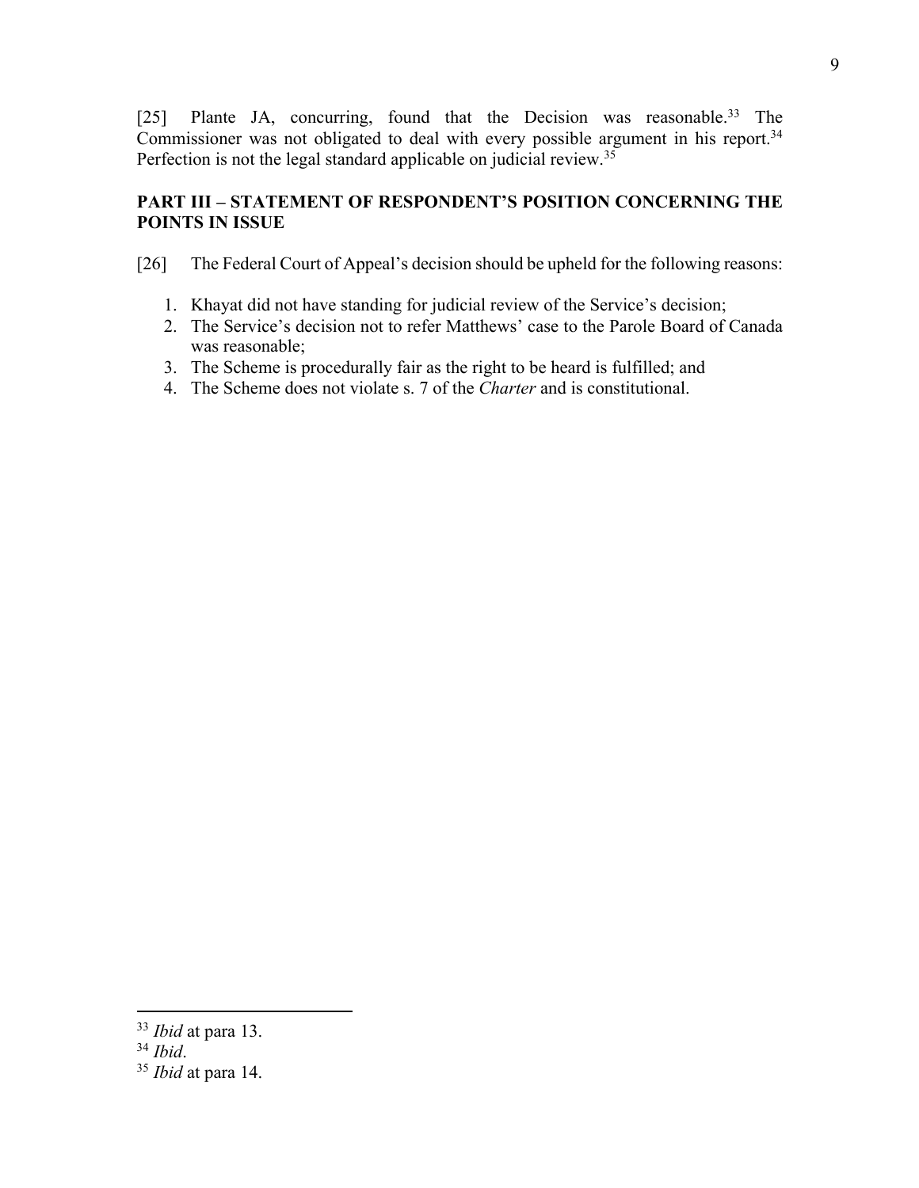[25] Plante JA, concurring, found that the Decision was reasonable.[33] The Commissioner was not obligated to deal with every possible argument in his report.[34] Perfection is not the legal standard applicable on judicial review.[35]

## PART III – STATEMENT OF RESPONDENT'S POSITION CONCERNING THE POINTS IN ISSUE

[26] The Federal Court of Appeal's decision should be upheld for the following reasons:

1. Khayat did not have standing for judicial review of the Service's decision;
2. The Service's decision not to refer Matthews' case to the Parole Board of Canada was reasonable;
3. The Scheme is procedurally fair as the right to be heard is fulfilled; and
4. The Scheme does not violate s. 7 of the *Charter* and is constitutional.

---

[33] *Ibid* at para 13.

[34] *Ibid*.

[35] *Ibid* at para 14.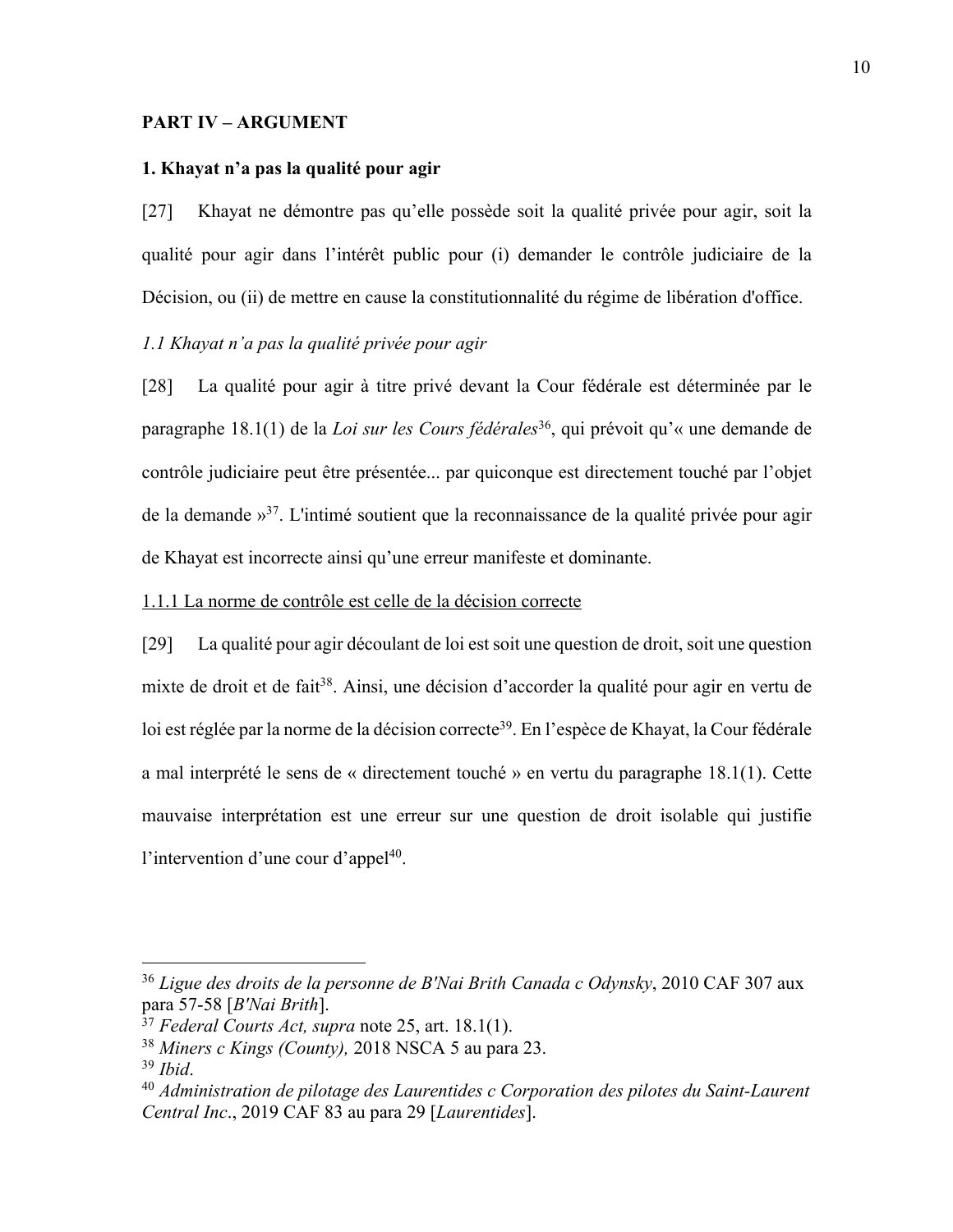**PART IV – ARGUMENT**

**1. Khayat n'a pas la qualité pour agir**

[27] Khayat ne démontre pas qu'elle possède soit la qualité privée pour agir, soit la qualité pour agir dans l'intérêt public pour (i) demander le contrôle judiciaire de la Décision, ou (ii) de mettre en cause la constitutionnalité du régime de libération d'office.

*1.1 Khayat n'a pas la qualité privée pour agir*

[28] La qualité pour agir à titre privé devant la Cour fédérale est déterminée par le paragraphe 18.1(1) de la *Loi sur les Cours fédérales*[36], qui prévoit qu'« une demande de contrôle judiciaire peut être présentée... par quiconque est directement touché par l'objet de la demande »[37]. L'intimé soutient que la reconnaissance de la qualité privée pour agir de Khayat est incorrecte ainsi qu'une erreur manifeste et dominante.

<u>1.1.1 La norme de contrôle est celle de la décision correcte</u>

[29] La qualité pour agir découlant de loi est soit une question de droit, soit une question mixte de droit et de fait[38]. Ainsi, une décision d'accorder la qualité pour agir en vertu de loi est réglée par la norme de la décision correcte[39]. En l'espèce de Khayat, la Cour fédérale a mal interprété le sens de « directement touché » en vertu du paragraphe 18.1(1). Cette mauvaise interprétation est une erreur sur une question de droit isolable qui justifie l'intervention d'une cour d'appel[40].

---

[36] *Ligue des droits de la personne de B'Nai Brith Canada c Odynsky*, 2010 CAF 307 aux para 57-58 [*B'Nai Brith*].

[37] *Federal Courts Act, supra* note 25, art. 18.1(1).

[38] *Miners c Kings (County),* 2018 NSCA 5 au para 23.

[39] *Ibid*.

[40] *Administration de pilotage des Laurentides c Corporation des pilotes du Saint-Laurent Central Inc*., 2019 CAF 83 au para 29 [*Laurentides*].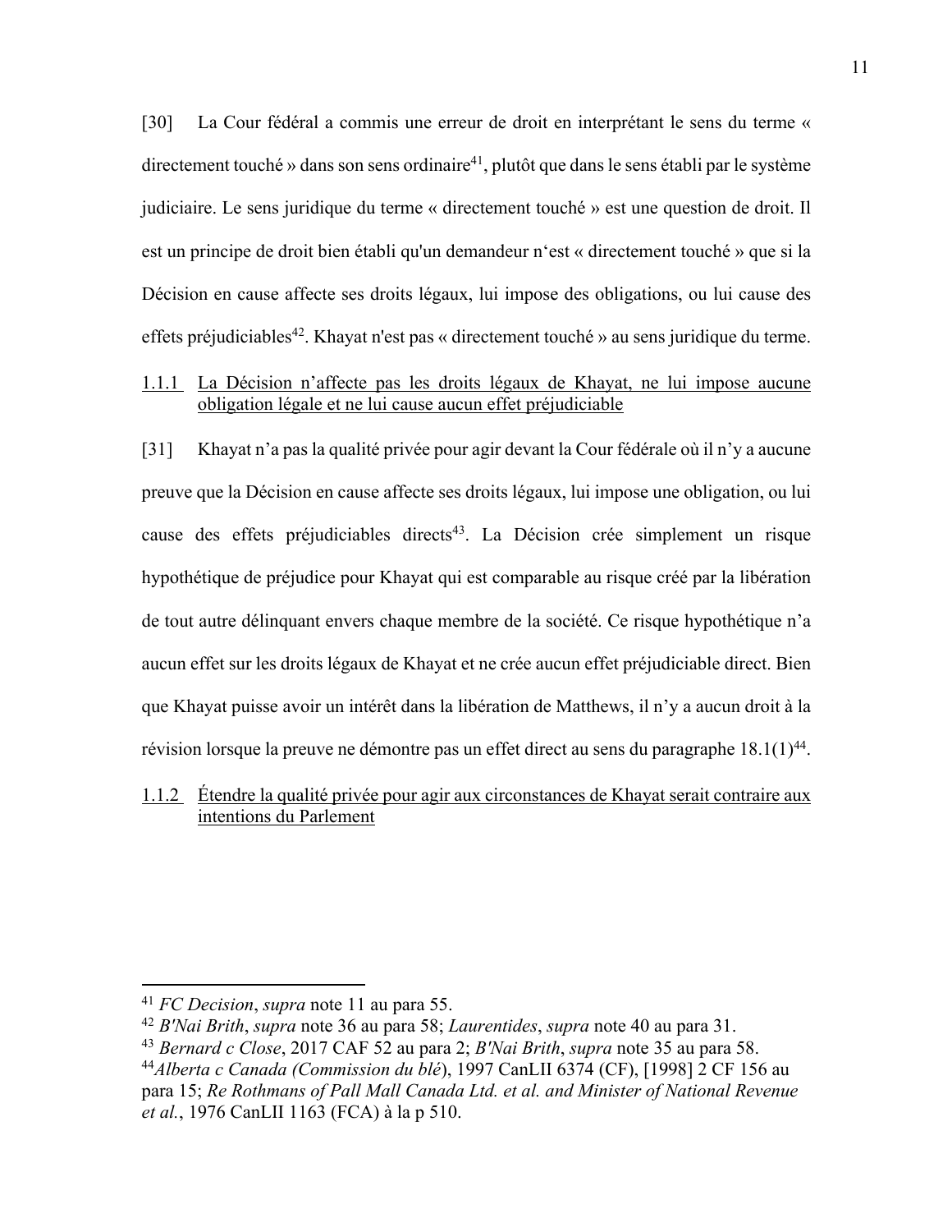[30] La Cour fédéral a commis une erreur de droit en interprétant le sens du terme « directement touché » dans son sens ordinaire[41], plutôt que dans le sens établi par le système judiciaire. Le sens juridique du terme « directement touché » est une question de droit. Il est un principe de droit bien établi qu'un demandeur n'est « directement touché » que si la Décision en cause affecte ses droits légaux, lui impose des obligations, ou lui cause des effets préjudiciables[42]. Khayat n'est pas « directement touché » au sens juridique du terme.

#### 1.1.1 La Décision n'affecte pas les droits légaux de Khayat, ne lui impose aucune obligation légale et ne lui cause aucun effet préjudiciable

[31] Khayat n'a pas la qualité privée pour agir devant la Cour fédérale où il n'y a aucune preuve que la Décision en cause affecte ses droits légaux, lui impose une obligation, ou lui cause des effets préjudiciables directs[43]. La Décision crée simplement un risque hypothétique de préjudice pour Khayat qui est comparable au risque créé par la libération de tout autre délinquant envers chaque membre de la société. Ce risque hypothétique n'a aucun effet sur les droits légaux de Khayat et ne crée aucun effet préjudiciable direct. Bien que Khayat puisse avoir un intérêt dans la libération de Matthews, il n'y a aucun droit à la révision lorsque la preuve ne démontre pas un effet direct au sens du paragraphe 18.1(1)[44].

#### 1.1.2 Étendre la qualité privée pour agir aux circonstances de Khayat serait contraire aux intentions du Parlement

---

[41] *FC Decision*, *supra* note 11 au para 55.

[42] *B'Nai Brith*, *supra* note 36 au para 58; *Laurentides*, *supra* note 40 au para 31.

[43] *Bernard c Close*, 2017 CAF 52 au para 2; *B'Nai Brith*, *supra* note 35 au para 58.

[44] *Alberta c Canada (Commission du blé)*, 1997 CanLII 6374 (CF), [1998] 2 CF 156 au para 15; *Re Rothmans of Pall Mall Canada Ltd. et al. and Minister of National Revenue et al.*, 1976 CanLII 1163 (FCA) à la p 510.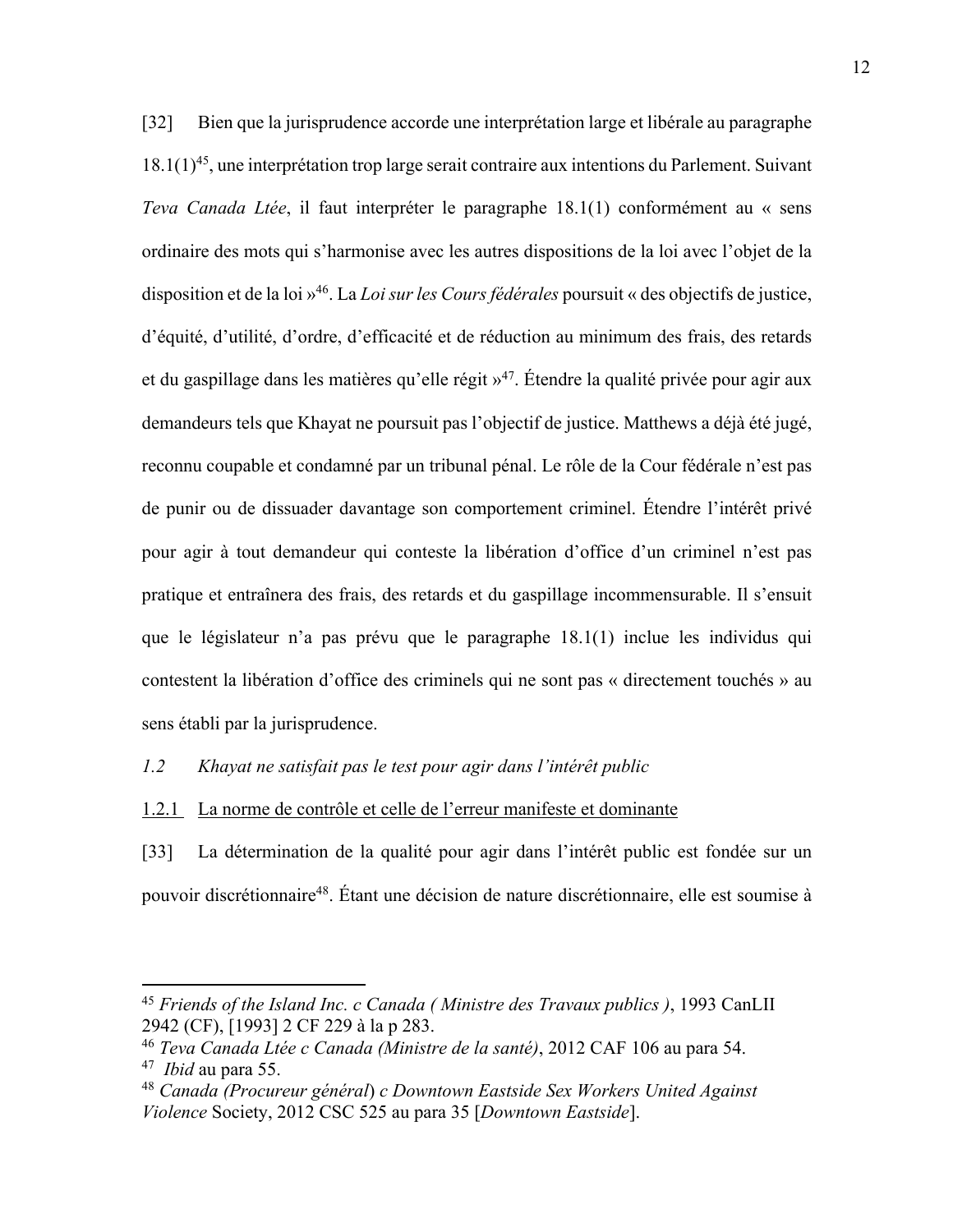[32] Bien que la jurisprudence accorde une interprétation large et libérale au paragraphe 18.1(1)[45], une interprétation trop large serait contraire aux intentions du Parlement. Suivant *Teva Canada Ltée*, il faut interpréter le paragraphe 18.1(1) conformément au « sens ordinaire des mots qui s'harmonise avec les autres dispositions de la loi avec l'objet de la disposition et de la loi »[46]. La *Loi sur les Cours fédérales* poursuit « des objectifs de justice, d'équité, d'utilité, d'ordre, d'efficacité et de réduction au minimum des frais, des retards et du gaspillage dans les matières qu'elle régit »[47]. Étendre la qualité privée pour agir aux demandeurs tels que Khayat ne poursuit pas l'objectif de justice. Matthews a déjà été jugé, reconnu coupable et condamné par un tribunal pénal. Le rôle de la Cour fédérale n'est pas de punir ou de dissuader davantage son comportement criminel. Étendre l'intérêt privé pour agir à tout demandeur qui conteste la libération d'office d'un criminel n'est pas pratique et entraînera des frais, des retards et du gaspillage incommensurable. Il s'ensuit que le législateur n'a pas prévu que le paragraphe 18.1(1) inclue les individus qui contestent la libération d'office des criminels qui ne sont pas « directement touchés » au sens établi par la jurisprudence.

### *1.2 Khayat ne satisfait pas le test pour agir dans l'intérêt public*

#### <u>1.2.1 La norme de contrôle et celle de l'erreur manifeste et dominante</u>

[33] La détermination de la qualité pour agir dans l'intérêt public est fondée sur un pouvoir discrétionnaire[48]. Étant une décision de nature discrétionnaire, elle est soumise à

---

[45] *Friends of the Island Inc. c Canada ( Ministre des Travaux publics )*, 1993 CanLII 2942 (CF), [1993] 2 CF 229 à la p 283.

[46] *Teva Canada Ltée c Canada (Ministre de la santé)*, 2012 CAF 106 au para 54.

[47] *Ibid* au para 55.

[48] *Canada (Procureur général) c Downtown Eastside Sex Workers United Against Violence* Society, 2012 CSC 525 au para 35 [*Downtown Eastside*].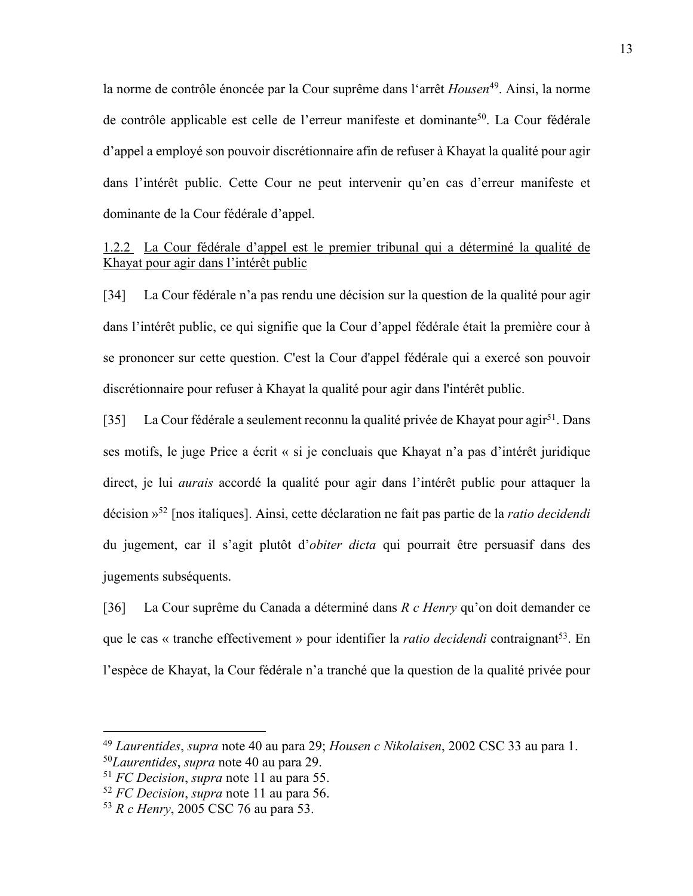la norme de contrôle énoncée par la Cour suprême dans l'arrêt *Housen*[49]. Ainsi, la norme de contrôle applicable est celle de l'erreur manifeste et dominante[50]. La Cour fédérale d'appel a employé son pouvoir discrétionnaire afin de refuser à Khayat la qualité pour agir dans l'intérêt public. Cette Cour ne peut intervenir qu'en cas d'erreur manifeste et dominante de la Cour fédérale d'appel.

<u>1.2.2 La Cour fédérale d'appel est le premier tribunal qui a déterminé la qualité de Khayat pour agir dans l'intérêt public</u>

[34] La Cour fédérale n'a pas rendu une décision sur la question de la qualité pour agir dans l'intérêt public, ce qui signifie que la Cour d'appel fédérale était la première cour à se prononcer sur cette question. C'est la Cour d'appel fédérale qui a exercé son pouvoir discrétionnaire pour refuser à Khayat la qualité pour agir dans l'intérêt public.

[35] La Cour fédérale a seulement reconnu la qualité privée de Khayat pour agir[51]. Dans ses motifs, le juge Price a écrit « si je concluais que Khayat n'a pas d'intérêt juridique direct, je lui *aurais* accordé la qualité pour agir dans l'intérêt public pour attaquer la décision »[52] [nos italiques]. Ainsi, cette déclaration ne fait pas partie de la *ratio decidendi* du jugement, car il s'agit plutôt d'*obiter dicta* qui pourrait être persuasif dans des jugements subséquents.

[36] La Cour suprême du Canada a déterminé dans *R c Henry* qu'on doit demander ce que le cas « tranche effectivement » pour identifier la *ratio decidendi* contraignant[53]. En l'espèce de Khayat, la Cour fédérale n'a tranché que la question de la qualité privée pour

---

[49] *Laurentides*, *supra* note 40 au para 29; *Housen c Nikolaisen*, 2002 CSC 33 au para 1.
[50] *Laurentides*, *supra* note 40 au para 29.
[51] *FC Decision*, *supra* note 11 au para 55.
[52] *FC Decision*, *supra* note 11 au para 56.
[53] *R c Henry*, 2005 CSC 76 au para 53.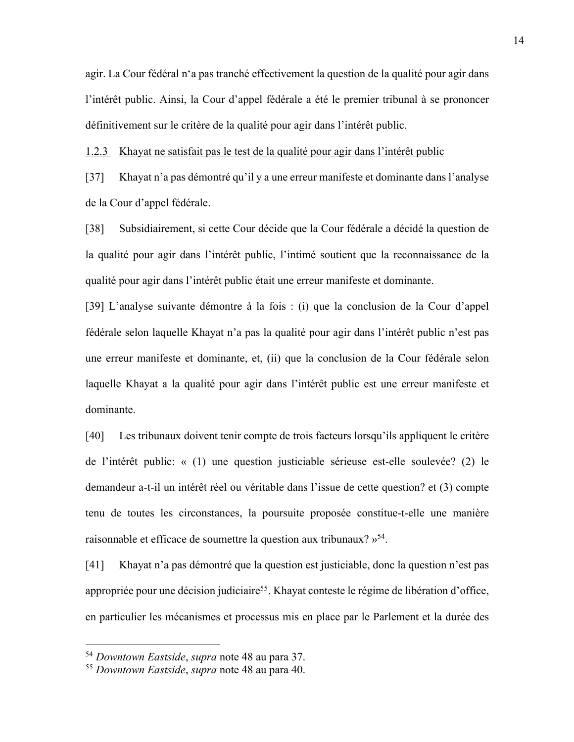agir. La Cour fédéral n'a pas tranché effectivement la question de la qualité pour agir dans l'intérêt public. Ainsi, la Cour d'appel fédérale a été le premier tribunal à se prononcer définitivement sur le critère de la qualité pour agir dans l'intérêt public.

1.2.3 Khayat ne satisfait pas le test de la qualité pour agir dans l'intérêt public

[37] Khayat n'a pas démontré qu'il y a une erreur manifeste et dominante dans l'analyse de la Cour d'appel fédérale.

[38] Subsidiairement, si cette Cour décide que la Cour fédérale a décidé la question de la qualité pour agir dans l'intérêt public, l'intimé soutient que la reconnaissance de la qualité pour agir dans l'intérêt public était une erreur manifeste et dominante.

[39] L'analyse suivante démontre à la fois : (i) que la conclusion de la Cour d'appel fédérale selon laquelle Khayat n'a pas la qualité pour agir dans l'intérêt public n'est pas une erreur manifeste et dominante, et, (ii) que la conclusion de la Cour fédérale selon laquelle Khayat a la qualité pour agir dans l'intérêt public est une erreur manifeste et dominante.

[40] Les tribunaux doivent tenir compte de trois facteurs lorsqu'ils appliquent le critère de l'intérêt public: « (1) une question justiciable sérieuse est-elle soulevée? (2) le demandeur a-t-il un intérêt réel ou véritable dans l'issue de cette question? et (3) compte tenu de toutes les circonstances, la poursuite proposée constitue-t-elle une manière raisonnable et efficace de soumettre la question aux tribunaux? »[54].

[41] Khayat n'a pas démontré que la question est justiciable, donc la question n'est pas appropriée pour une décision judiciaire[55]. Khayat conteste le régime de libération d'office, en particulier les mécanismes et processus mis en place par le Parlement et la durée des

---

[54] *Downtown Eastside*, *supra* note 48 au para 37.

[55] *Downtown Eastside*, *supra* note 48 au para 40.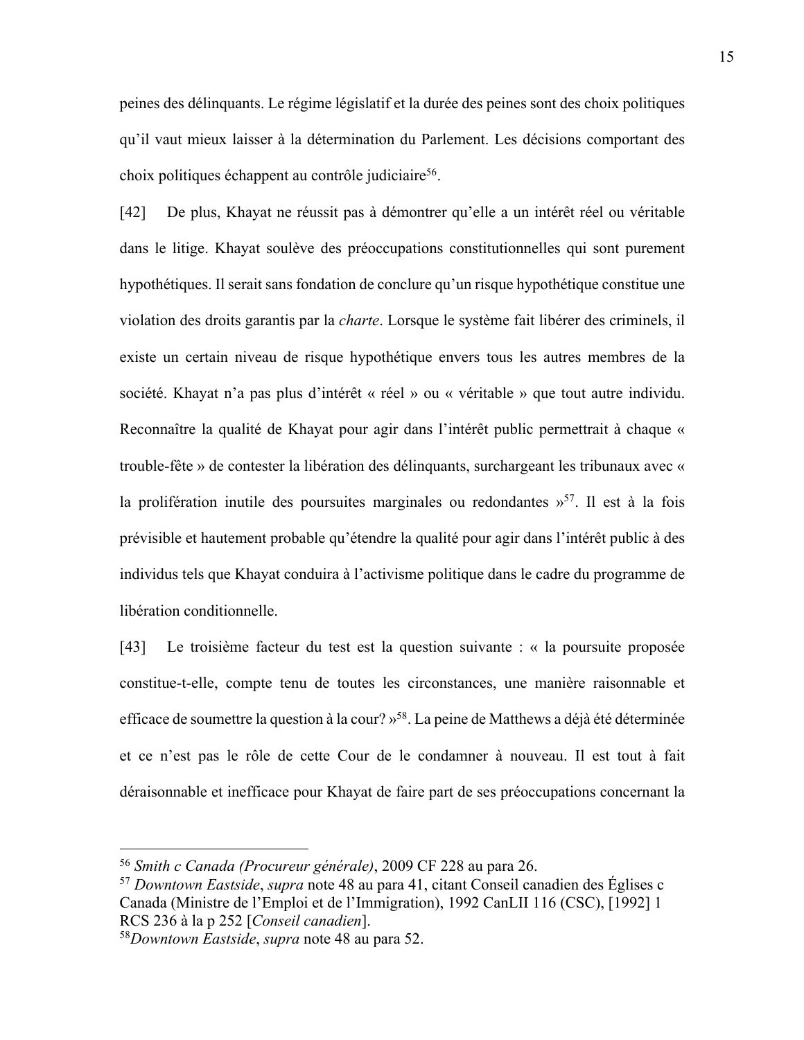peines des délinquants. Le régime législatif et la durée des peines sont des choix politiques qu'il vaut mieux laisser à la détermination du Parlement. Les décisions comportant des choix politiques échappent au contrôle judiciaire[56].

[42] De plus, Khayat ne réussit pas à démontrer qu'elle a un intérêt réel ou véritable dans le litige. Khayat soulève des préoccupations constitutionnelles qui sont purement hypothétiques. Il serait sans fondation de conclure qu'un risque hypothétique constitue une violation des droits garantis par la *charte*. Lorsque le système fait libérer des criminels, il existe un certain niveau de risque hypothétique envers tous les autres membres de la société. Khayat n'a pas plus d'intérêt « réel » ou « véritable » que tout autre individu. Reconnaître la qualité de Khayat pour agir dans l'intérêt public permettrait à chaque « trouble-fête » de contester la libération des délinquants, surchargeant les tribunaux avec « la prolifération inutile des poursuites marginales ou redondantes »[57]. Il est à la fois prévisible et hautement probable qu'étendre la qualité pour agir dans l'intérêt public à des individus tels que Khayat conduira à l'activisme politique dans le cadre du programme de libération conditionnelle.

[43] Le troisième facteur du test est la question suivante : « la poursuite proposée constitue-t-elle, compte tenu de toutes les circonstances, une manière raisonnable et efficace de soumettre la question à la cour? »[58]. La peine de Matthews a déjà été déterminée et ce n'est pas le rôle de cette Cour de le condamner à nouveau. Il est tout à fait déraisonnable et inefficace pour Khayat de faire part de ses préoccupations concernant la

---

[56] *Smith c Canada (Procureur générale)*, 2009 CF 228 au para 26.

[57] *Downtown Eastside*, *supra* note 48 au para 41, citant Conseil canadien des Églises c Canada (Ministre de l'Emploi et de l'Immigration), 1992 CanLII 116 (CSC), [1992] 1 RCS 236 à la p 252 [*Conseil canadien*].

[58] *Downtown Eastside*, *supra* note 48 au para 52.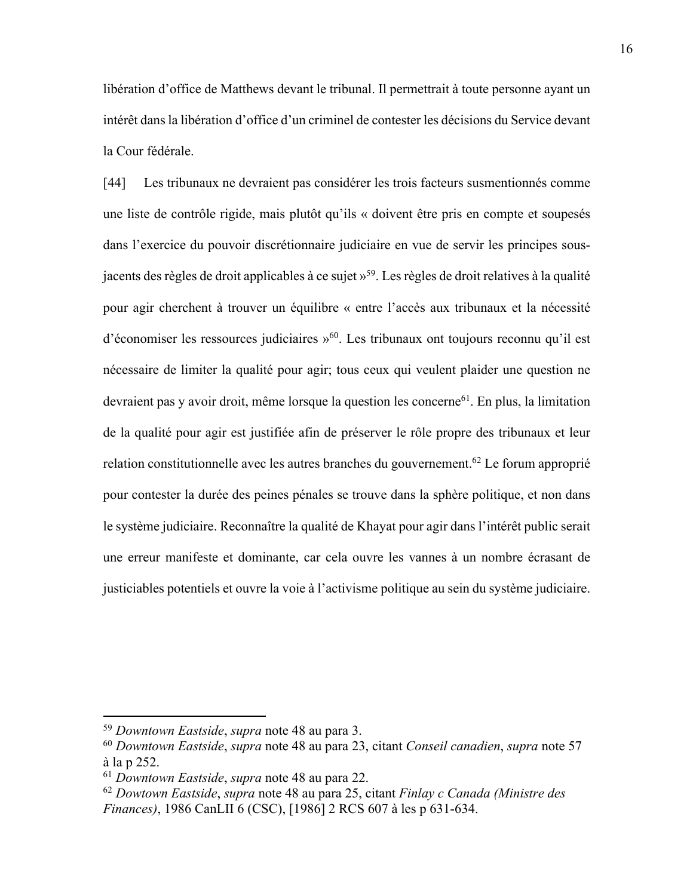libération d'office de Matthews devant le tribunal. Il permettrait à toute personne ayant un intérêt dans la libération d'office d'un criminel de contester les décisions du Service devant la Cour fédérale.

[44] Les tribunaux ne devraient pas considérer les trois facteurs susmentionnés comme une liste de contrôle rigide, mais plutôt qu'ils « doivent être pris en compte et soupesés dans l'exercice du pouvoir discrétionnaire judiciaire en vue de servir les principes sous-jacents des règles de droit applicables à ce sujet »[59]. Les règles de droit relatives à la qualité pour agir cherchent à trouver un équilibre « entre l'accès aux tribunaux et la nécessité d'économiser les ressources judiciaires »[60]. Les tribunaux ont toujours reconnu qu'il est nécessaire de limiter la qualité pour agir; tous ceux qui veulent plaider une question ne devraient pas y avoir droit, même lorsque la question les concerne[61]. En plus, la limitation de la qualité pour agir est justifiée afin de préserver le rôle propre des tribunaux et leur relation constitutionnelle avec les autres branches du gouvernement.[62] Le forum approprié pour contester la durée des peines pénales se trouve dans la sphère politique, et non dans le système judiciaire. Reconnaître la qualité de Khayat pour agir dans l'intérêt public serait une erreur manifeste et dominante, car cela ouvre les vannes à un nombre écrasant de justiciables potentiels et ouvre la voie à l'activisme politique au sein du système judiciaire.

---

[59] *Downtown Eastside*, *supra* note 48 au para 3.

[60] *Downtown Eastside*, *supra* note 48 au para 23, citant *Conseil canadien*, *supra* note 57 à la p 252.

[61] *Downtown Eastside*, *supra* note 48 au para 22.

[62] *Dowtown Eastside*, *supra* note 48 au para 25, citant *Finlay c Canada (Ministre des Finances)*, 1986 CanLII 6 (CSC), [1986] 2 RCS 607 à les p 631-634.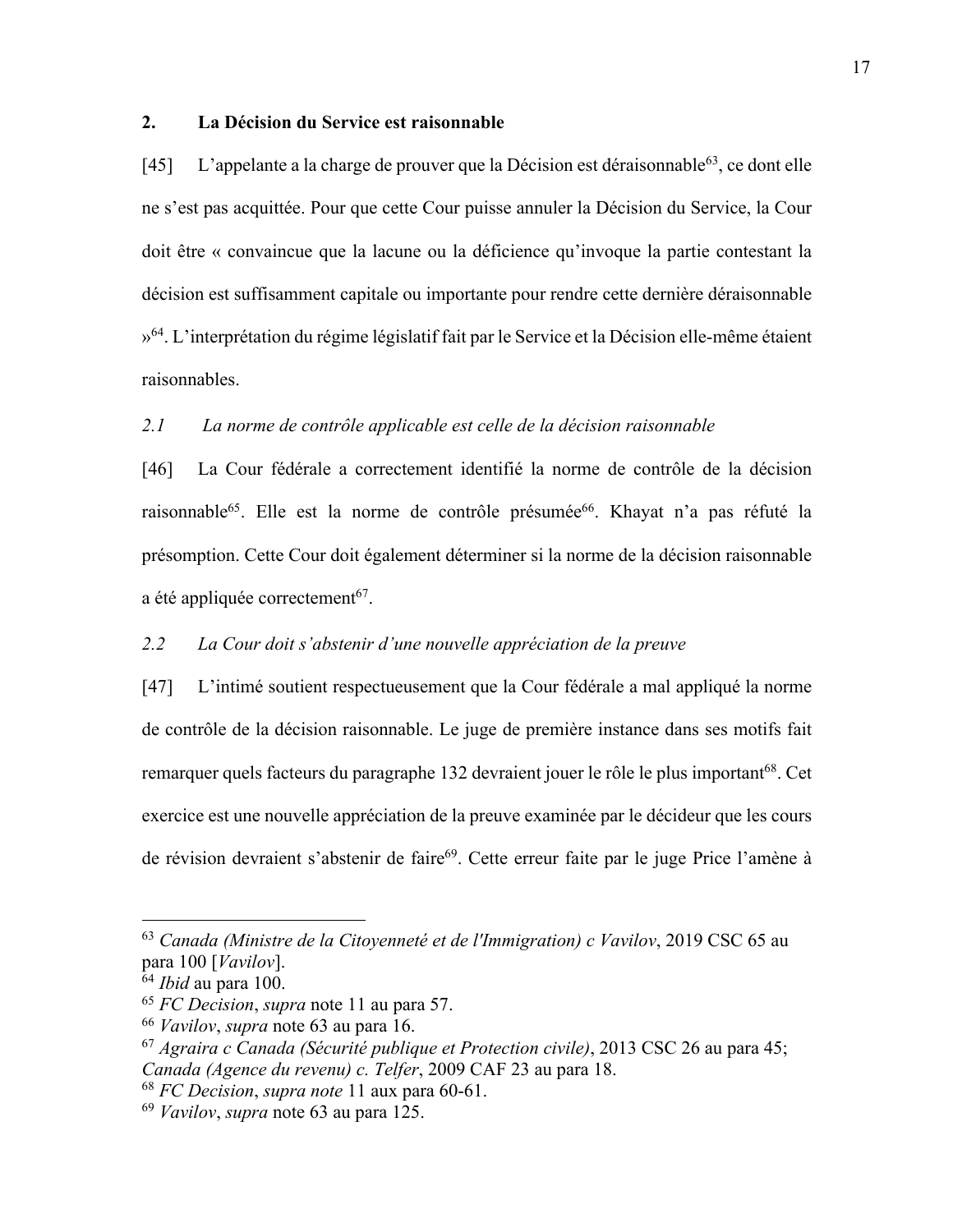## 2. La Décision du Service est raisonnable

[45] L'appelante a la charge de prouver que la Décision est déraisonnable[63], ce dont elle ne s'est pas acquittée. Pour que cette Cour puisse annuler la Décision du Service, la Cour doit être « convaincue que la lacune ou la déficience qu'invoque la partie contestant la décision est suffisamment capitale ou importante pour rendre cette dernière déraisonnable »[64]. L'interprétation du régime législatif fait par le Service et la Décision elle-même étaient raisonnables.

### *2.1 La norme de contrôle applicable est celle de la décision raisonnable*

[46] La Cour fédérale a correctement identifié la norme de contrôle de la décision raisonnable[65]. Elle est la norme de contrôle présumée[66]. Khayat n'a pas réfuté la présomption. Cette Cour doit également déterminer si la norme de la décision raisonnable a été appliquée correctement[67].

### *2.2 La Cour doit s'abstenir d'une nouvelle appréciation de la preuve*

[47] L'intimé soutient respectueusement que la Cour fédérale a mal appliqué la norme de contrôle de la décision raisonnable. Le juge de première instance dans ses motifs fait remarquer quels facteurs du paragraphe 132 devraient jouer le rôle le plus important[68]. Cet exercice est une nouvelle appréciation de la preuve examinée par le décideur que les cours de révision devraient s'abstenir de faire[69]. Cette erreur faite par le juge Price l'amène à

---

[63] *Canada (Ministre de la Citoyenneté et de l'Immigration) c Vavilov*, 2019 CSC 65 au para 100 [*Vavilov*].

[64] *Ibid* au para 100.

[65] *FC Decision*, *supra* note 11 au para 57.

[66] *Vavilov*, *supra* note 63 au para 16.

[67] *Agraira c Canada (Sécurité publique et Protection civile)*, 2013 CSC 26 au para 45; *Canada (Agence du revenu) c. Telfer*, 2009 CAF 23 au para 18.

[68] *FC Decision*, *supra note* 11 aux para 60-61.

[69] *Vavilov*, *supra* note 63 au para 125.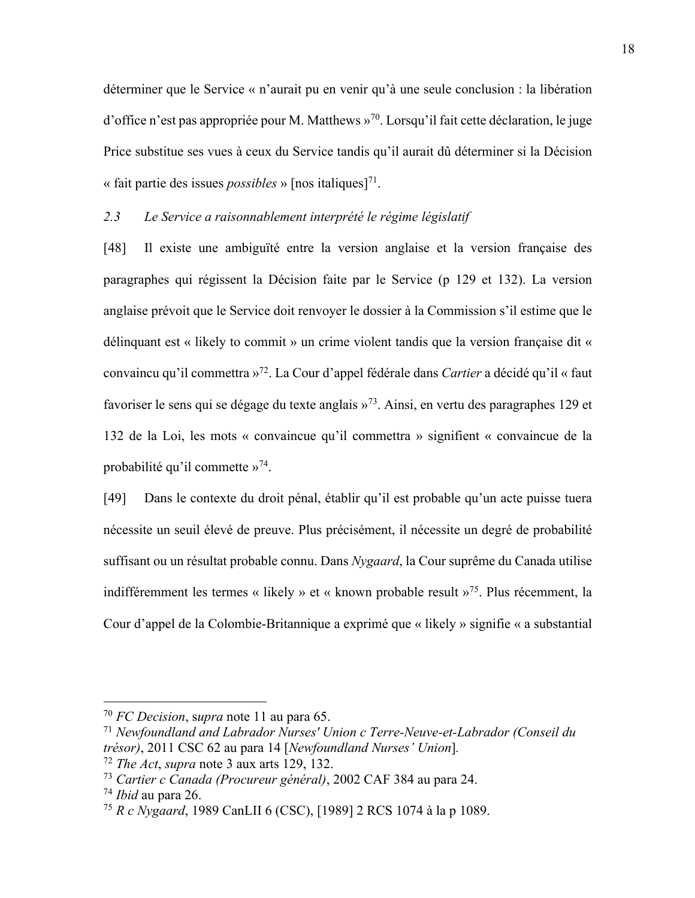déterminer que le Service « n'aurait pu en venir qu'à une seule conclusion : la libération d'office n'est pas appropriée pour M. Matthews »[70]. Lorsqu'il fait cette déclaration, le juge Price substitue ses vues à ceux du Service tandis qu'il aurait dû déterminer si la Décision « fait partie des issues *possibles* » [nos italiques][71].

### *2.3 Le Service a raisonnablement interprété le régime législatif*

[48] Il existe une ambiguïté entre la version anglaise et la version française des paragraphes qui régissent la Décision faite par le Service (p 129 et 132). La version anglaise prévoit que le Service doit renvoyer le dossier à la Commission s'il estime que le délinquant est « likely to commit » un crime violent tandis que la version française dit « convaincu qu'il commettra »[72]. La Cour d'appel fédérale dans *Cartier* a décidé qu'il « faut favoriser le sens qui se dégage du texte anglais »[73]. Ainsi, en vertu des paragraphes 129 et 132 de la Loi, les mots « convaincue qu'il commettra » signifient « convaincue de la probabilité qu'il commette »[74].

[49] Dans le contexte du droit pénal, établir qu'il est probable qu'un acte puisse tuera nécessite un seuil élevé de preuve. Plus précisément, il nécessite un degré de probabilité suffisant ou un résultat probable connu. Dans *Nygaard*, la Cour suprême du Canada utilise indifféremment les termes « likely » et « known probable result »[75]. Plus récemment, la Cour d'appel de la Colombie-Britannique a exprimé que « likely » signifie « a substantial

---

[70] *FC Decision*, s*upra* note 11 au para 65.

[71] *Newfoundland and Labrador Nurses' Union c Terre-Neuve-et-Labrador (Conseil du trésor)*, 2011 CSC 62 au para 14 [*Newfoundland Nurses' Union*].

[72] *The Act*, *supra* note 3 aux arts 129, 132.

[73] *Cartier c Canada (Procureur général)*, 2002 CAF 384 au para 24.

[74] *Ibid* au para 26.

[75] *R c Nygaard*, 1989 CanLII 6 (CSC), [1989] 2 RCS 1074 à la p 1089.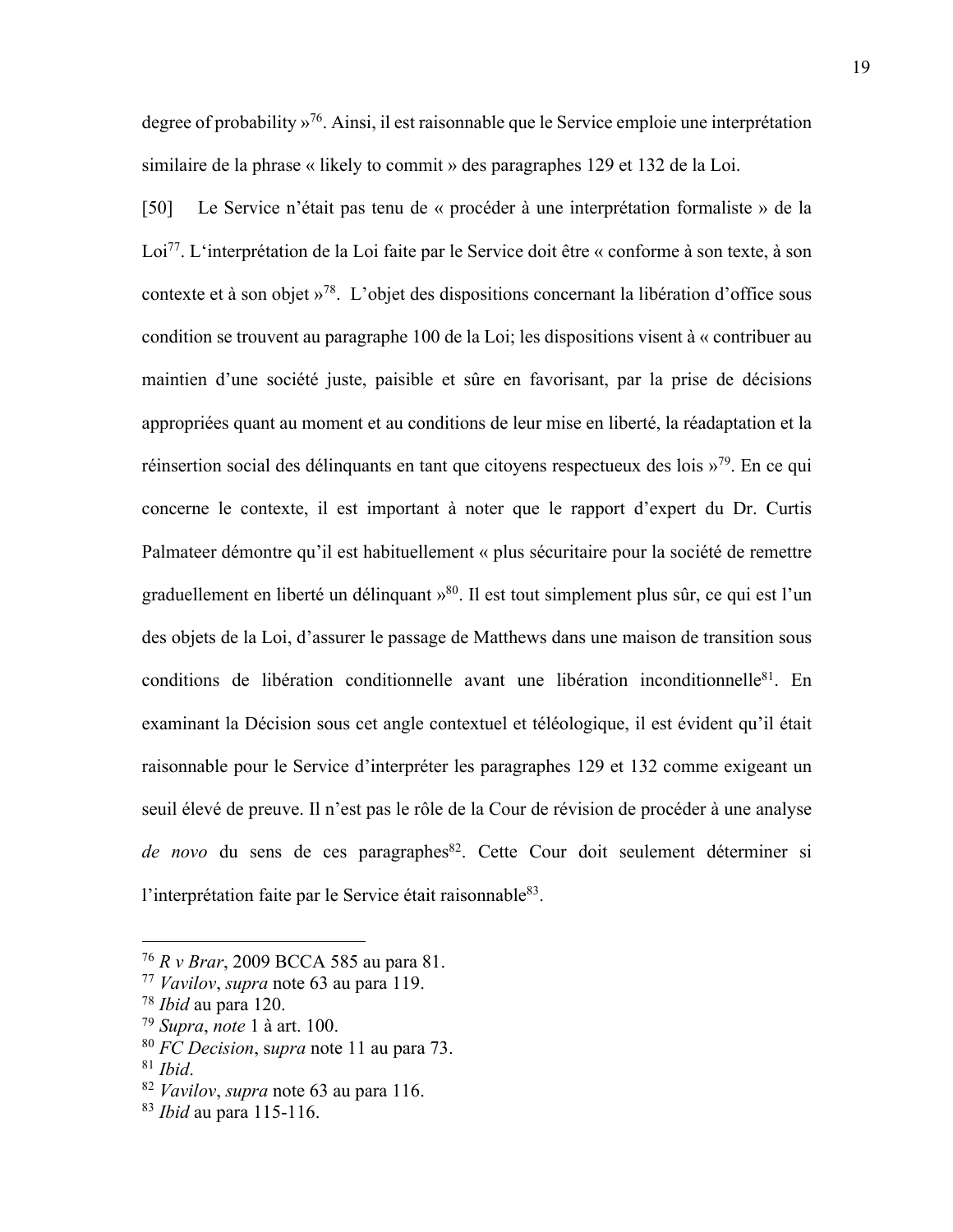degree of probability »[76]. Ainsi, il est raisonnable que le Service emploie une interprétation similaire de la phrase « likely to commit » des paragraphes 129 et 132 de la Loi.

[50] Le Service n'était pas tenu de « procéder à une interprétation formaliste » de la Loi[77]. L'interprétation de la Loi faite par le Service doit être « conforme à son texte, à son contexte et à son objet »[78]. L'objet des dispositions concernant la libération d'office sous condition se trouvent au paragraphe 100 de la Loi; les dispositions visent à « contribuer au maintien d'une société juste, paisible et sûre en favorisant, par la prise de décisions appropriées quant au moment et au conditions de leur mise en liberté, la réadaptation et la réinsertion social des délinquants en tant que citoyens respectueux des lois »[79]. En ce qui concerne le contexte, il est important à noter que le rapport d'expert du Dr. Curtis Palmateer démontre qu'il est habituellement « plus sécuritaire pour la société de remettre graduellement en liberté un délinquant »[80]. Il est tout simplement plus sûr, ce qui est l'un des objets de la Loi, d'assurer le passage de Matthews dans une maison de transition sous conditions de libération conditionnelle avant une libération inconditionnelle[81]. En examinant la Décision sous cet angle contextuel et téléologique, il est évident qu'il était raisonnable pour le Service d'interpréter les paragraphes 129 et 132 comme exigeant un seuil élevé de preuve. Il n'est pas le rôle de la Cour de révision de procéder à une analyse *de novo* du sens de ces paragraphes[82]. Cette Cour doit seulement déterminer si l'interprétation faite par le Service était raisonnable[83].

---

[76] *R v Brar*, 2009 BCCA 585 au para 81.
[77] *Vavilov*, *supra* note 63 au para 119.
[78] *Ibid* au para 120.
[79] *Supra*, *note* 1 à art. 100.
[80] *FC Decision*, *supra* note 11 au para 73.
[81] *Ibid*.
[82] *Vavilov*, *supra* note 63 au para 116.
[83] *Ibid* au para 115-116.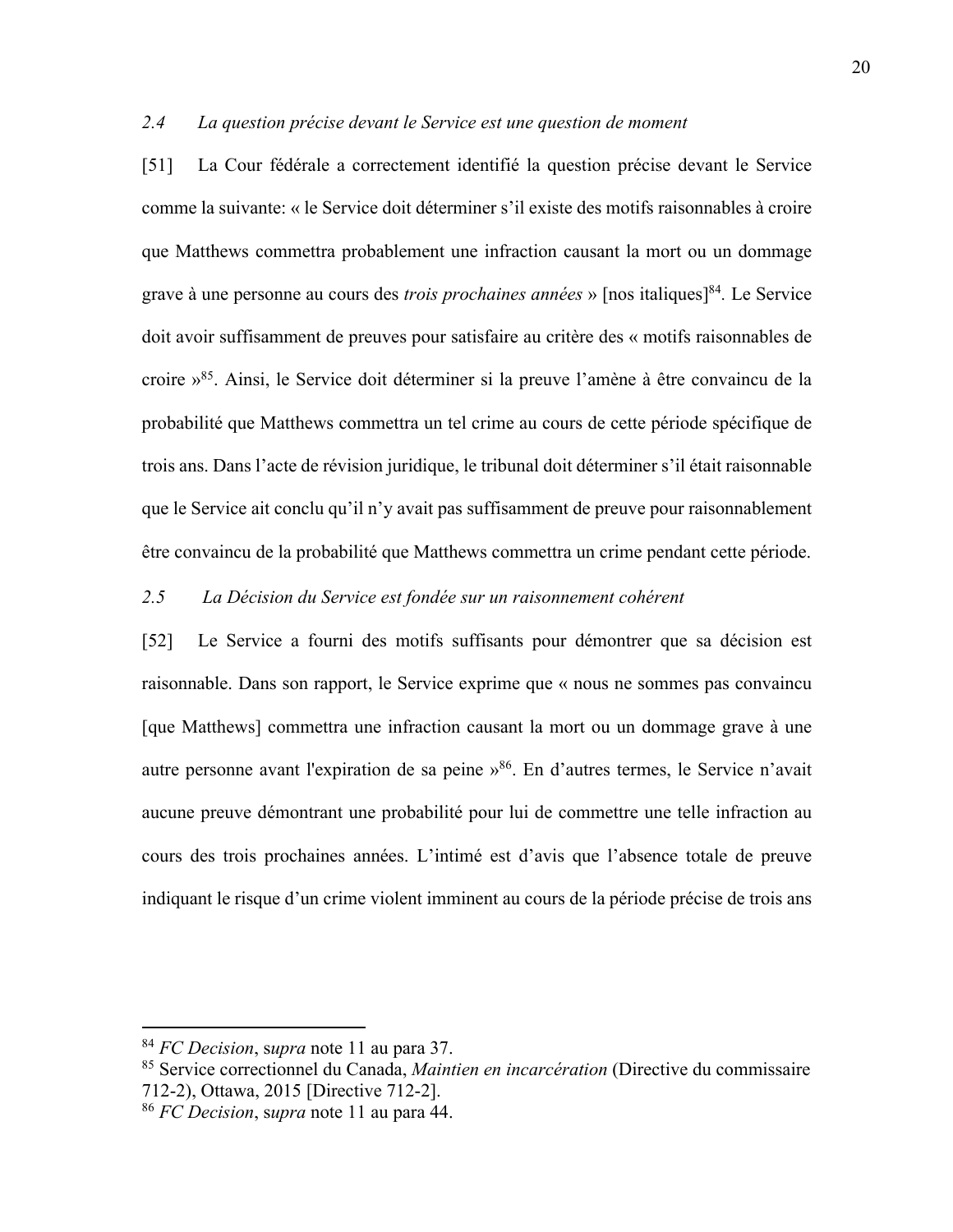### *2.4 La question précise devant le Service est une question de moment*

[51] La Cour fédérale a correctement identifié la question précise devant le Service comme la suivante: « le Service doit déterminer s'il existe des motifs raisonnables à croire que Matthews commettra probablement une infraction causant la mort ou un dommage grave à une personne au cours des *trois prochaines années* » [nos italiques][84]. Le Service doit avoir suffisamment de preuves pour satisfaire au critère des « motifs raisonnables de croire »[85]. Ainsi, le Service doit déterminer si la preuve l'amène à être convaincu de la probabilité que Matthews commettra un tel crime au cours de cette période spécifique de trois ans. Dans l'acte de révision juridique, le tribunal doit déterminer s'il était raisonnable que le Service ait conclu qu'il n'y avait pas suffisamment de preuve pour raisonnablement être convaincu de la probabilité que Matthews commettra un crime pendant cette période.

### *2.5 La Décision du Service est fondée sur un raisonnement cohérent*

[52] Le Service a fourni des motifs suffisants pour démontrer que sa décision est raisonnable. Dans son rapport, le Service exprime que « nous ne sommes pas convaincu [que Matthews] commettra une infraction causant la mort ou un dommage grave à une autre personne avant l'expiration de sa peine »[86]. En d'autres termes, le Service n'avait aucune preuve démontrant une probabilité pour lui de commettre une telle infraction au cours des trois prochaines années. L'intimé est d'avis que l'absence totale de preuve indiquant le risque d'un crime violent imminent au cours de la période précise de trois ans

---

[84] *FC Decision*, s*upra* note 11 au para 37.

[85] Service correctionnel du Canada, *Maintien en incarcération* (Directive du commissaire 712-2), Ottawa, 2015 [Directive 712-2].

[86] *FC Decision*, s*upra* note 11 au para 44.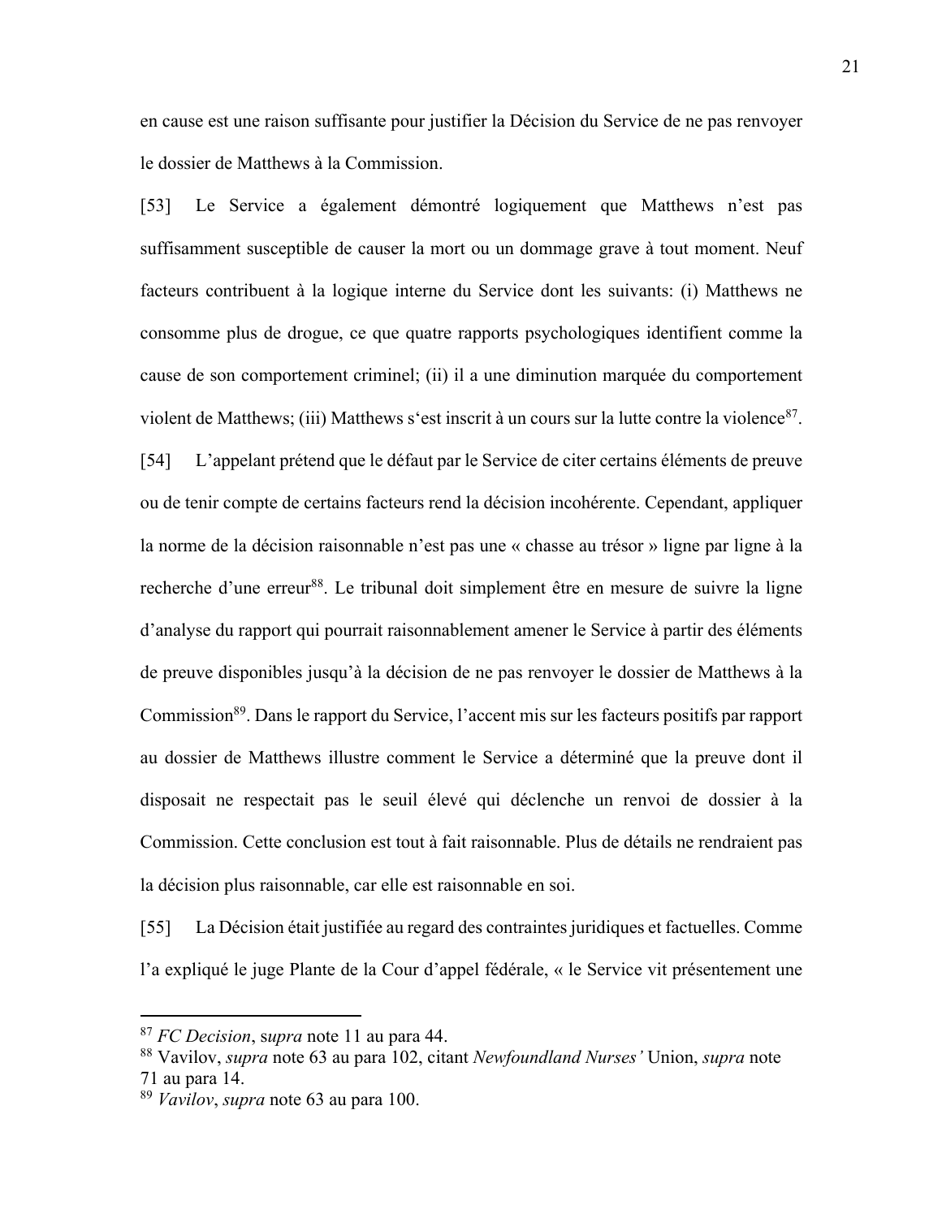en cause est une raison suffisante pour justifier la Décision du Service de ne pas renvoyer le dossier de Matthews à la Commission.

[53] Le Service a également démontré logiquement que Matthews n'est pas suffisamment susceptible de causer la mort ou un dommage grave à tout moment. Neuf facteurs contribuent à la logique interne du Service dont les suivants: (i) Matthews ne consomme plus de drogue, ce que quatre rapports psychologiques identifient comme la cause de son comportement criminel; (ii) il a une diminution marquée du comportement violent de Matthews; (iii) Matthews s'est inscrit à un cours sur la lutte contre la violence[87].

[54] L'appelant prétend que le défaut par le Service de citer certains éléments de preuve ou de tenir compte de certains facteurs rend la décision incohérente. Cependant, appliquer la norme de la décision raisonnable n'est pas une « chasse au trésor » ligne par ligne à la recherche d'une erreur[88]. Le tribunal doit simplement être en mesure de suivre la ligne d'analyse du rapport qui pourrait raisonnablement amener le Service à partir des éléments de preuve disponibles jusqu'à la décision de ne pas renvoyer le dossier de Matthews à la Commission[89]. Dans le rapport du Service, l'accent mis sur les facteurs positifs par rapport au dossier de Matthews illustre comment le Service a déterminé que la preuve dont il disposait ne respectait pas le seuil élevé qui déclenche un renvoi de dossier à la Commission. Cette conclusion est tout à fait raisonnable. Plus de détails ne rendraient pas la décision plus raisonnable, car elle est raisonnable en soi.

[55] La Décision était justifiée au regard des contraintes juridiques et factuelles. Comme l'a expliqué le juge Plante de la Cour d'appel fédérale, « le Service vit présentement une

---

[87] *FC Decision*, s*upra* note 11 au para 44.

[88] Vavilov, *supra* note 63 au para 102, citant *Newfoundland Nurses'* Union, *supra* note 71 au para 14.

[89] *Vavilov*, *supra* note 63 au para 100.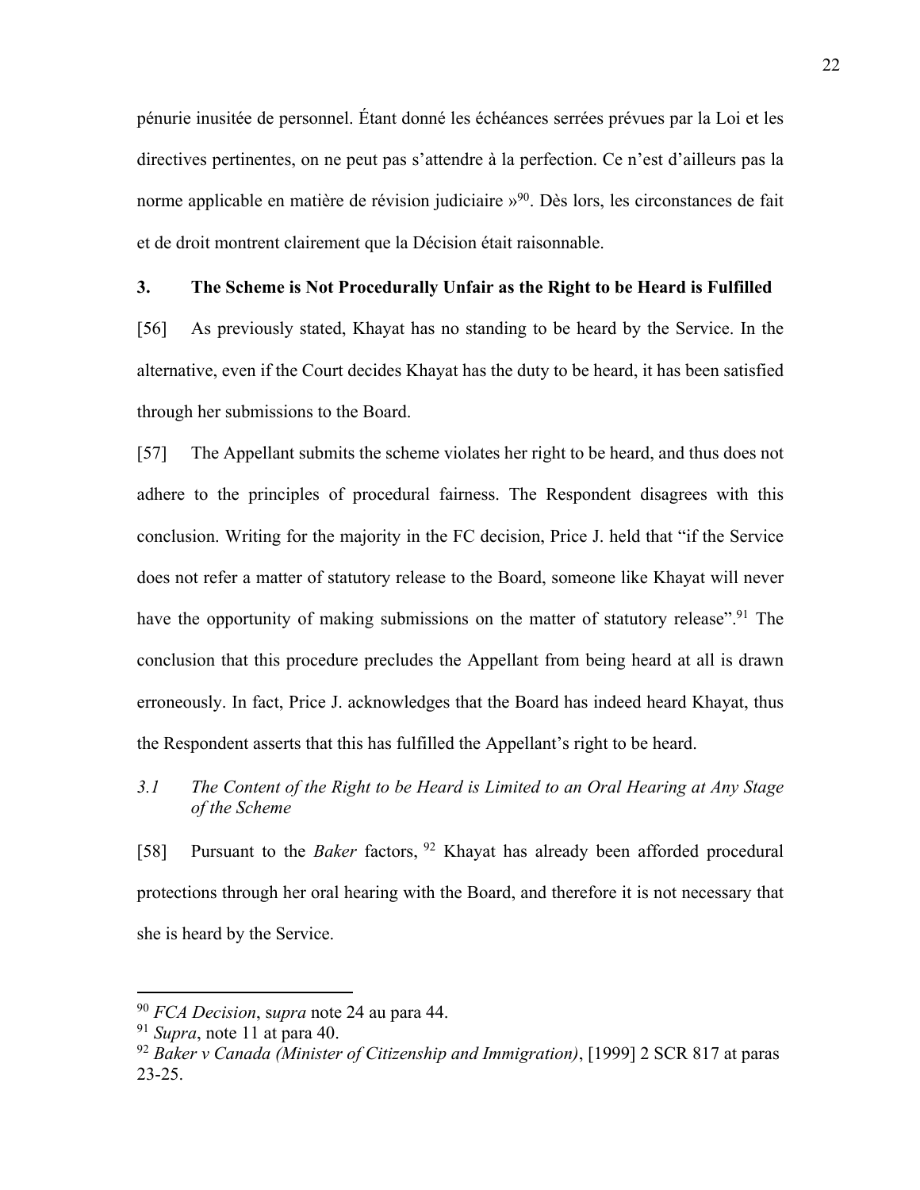pénurie inusitée de personnel. Étant donné les échéances serrées prévues par la Loi et les directives pertinentes, on ne peut pas s'attendre à la perfection. Ce n'est d'ailleurs pas la norme applicable en matière de révision judiciaire »[90]. Dès lors, les circonstances de fait et de droit montrent clairement que la Décision était raisonnable.

### 3. The Scheme is Not Procedurally Unfair as the Right to be Heard is Fulfilled

[56] As previously stated, Khayat has no standing to be heard by the Service. In the alternative, even if the Court decides Khayat has the duty to be heard, it has been satisfied through her submissions to the Board.

[57] The Appellant submits the scheme violates her right to be heard, and thus does not adhere to the principles of procedural fairness. The Respondent disagrees with this conclusion. Writing for the majority in the FC decision, Price J. held that "if the Service does not refer a matter of statutory release to the Board, someone like Khayat will never have the opportunity of making submissions on the matter of statutory release".[91] The conclusion that this procedure precludes the Appellant from being heard at all is drawn erroneously. In fact, Price J. acknowledges that the Board has indeed heard Khayat, thus the Respondent asserts that this has fulfilled the Appellant's right to be heard.

#### *3.1 The Content of the Right to be Heard is Limited to an Oral Hearing at Any Stage of the Scheme*

[58] Pursuant to the *Baker* factors, [92] Khayat has already been afforded procedural protections through her oral hearing with the Board, and therefore it is not necessary that she is heard by the Service.

---

[90] *FCA Decision*, s*upra* note 24 au para 44.

[91] *Supra*, note 11 at para 40.

[92] *Baker v Canada (Minister of Citizenship and Immigration)*, [1999] 2 SCR 817 at paras 23-25.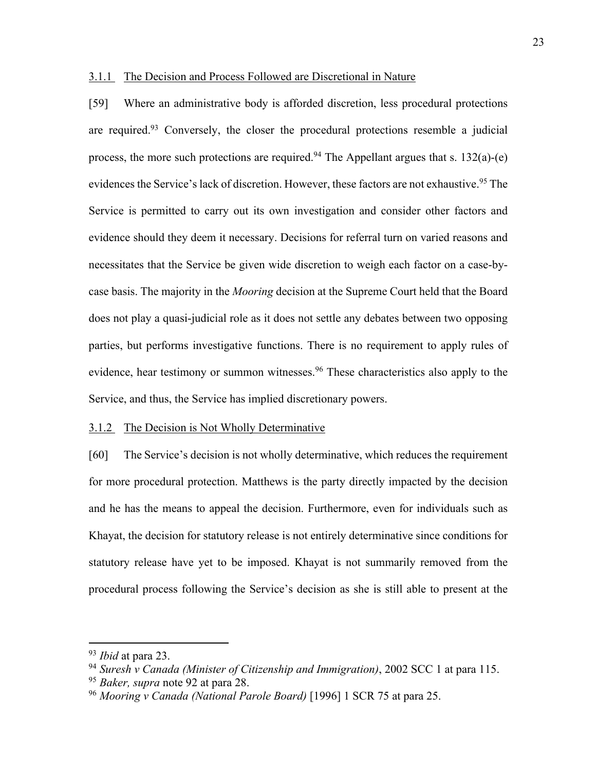### 3.1.1 The Decision and Process Followed are Discretional in Nature

[59] Where an administrative body is afforded discretion, less procedural protections are required.[93] Conversely, the closer the procedural protections resemble a judicial process, the more such protections are required.[94] The Appellant argues that s. 132(a)-(e) evidences the Service's lack of discretion. However, these factors are not exhaustive.[95] The Service is permitted to carry out its own investigation and consider other factors and evidence should they deem it necessary. Decisions for referral turn on varied reasons and necessitates that the Service be given wide discretion to weigh each factor on a case-by-case basis. The majority in the *Mooring* decision at the Supreme Court held that the Board does not play a quasi-judicial role as it does not settle any debates between two opposing parties, but performs investigative functions. There is no requirement to apply rules of evidence, hear testimony or summon witnesses.[96] These characteristics also apply to the Service, and thus, the Service has implied discretionary powers.

### 3.1.2 The Decision is Not Wholly Determinative

[60] The Service's decision is not wholly determinative, which reduces the requirement for more procedural protection. Matthews is the party directly impacted by the decision and he has the means to appeal the decision. Furthermore, even for individuals such as Khayat, the decision for statutory release is not entirely determinative since conditions for statutory release have yet to be imposed. Khayat is not summarily removed from the procedural process following the Service's decision as she is still able to present at the

---

[93] *Ibid* at para 23.

[94] *Suresh v Canada (Minister of Citizenship and Immigration)*, 2002 SCC 1 at para 115.

[95] *Baker, supra* note 92 at para 28.

[96] *Mooring v Canada (National Parole Board)* [1996] 1 SCR 75 at para 25.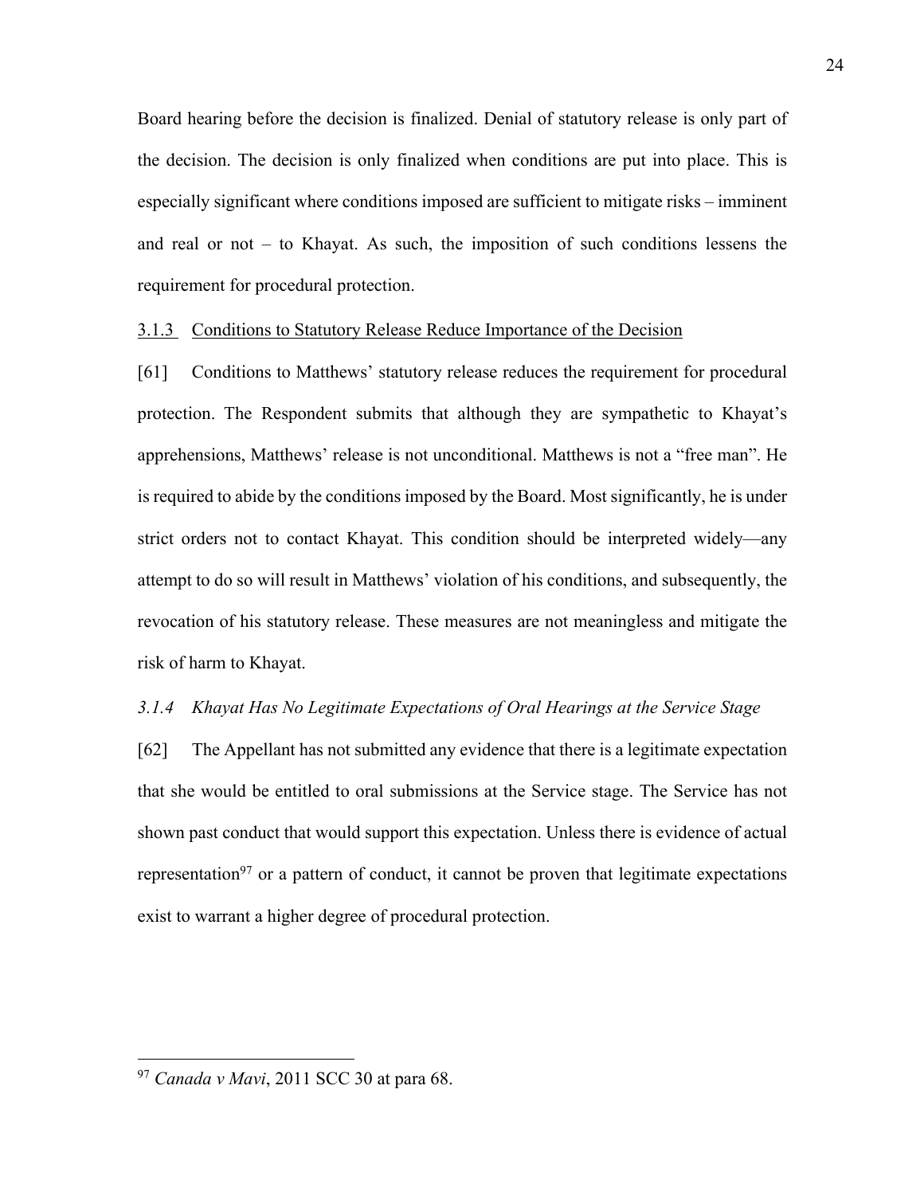Board hearing before the decision is finalized. Denial of statutory release is only part of the decision. The decision is only finalized when conditions are put into place. This is especially significant where conditions imposed are sufficient to mitigate risks – imminent and real or not – to Khayat. As such, the imposition of such conditions lessens the requirement for procedural protection.

#### <u>3.1.3 Conditions to Statutory Release Reduce Importance of the Decision</u>

[61] Conditions to Matthews' statutory release reduces the requirement for procedural protection. The Respondent submits that although they are sympathetic to Khayat's apprehensions, Matthews' release is not unconditional. Matthews is not a "free man". He is required to abide by the conditions imposed by the Board. Most significantly, he is under strict orders not to contact Khayat. This condition should be interpreted widely—any attempt to do so will result in Matthews' violation of his conditions, and subsequently, the revocation of his statutory release. These measures are not meaningless and mitigate the risk of harm to Khayat.

#### *3.1.4 Khayat Has No Legitimate Expectations of Oral Hearings at the Service Stage*

[62] The Appellant has not submitted any evidence that there is a legitimate expectation that she would be entitled to oral submissions at the Service stage. The Service has not shown past conduct that would support this expectation. Unless there is evidence of actual representation[97] or a pattern of conduct, it cannot be proven that legitimate expectations exist to warrant a higher degree of procedural protection.

---

[97] *Canada v Mavi*, 2011 SCC 30 at para 68.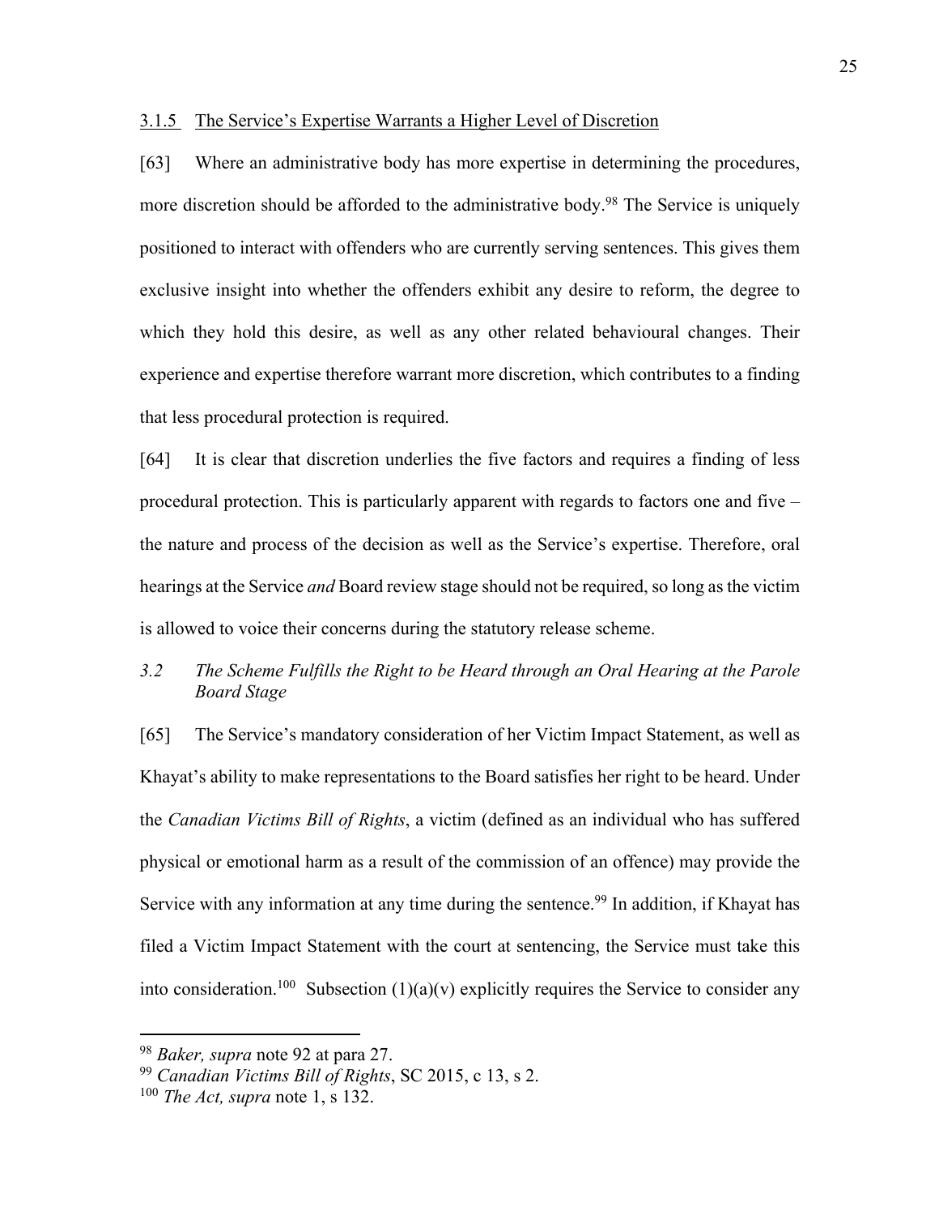#### 3.1.5 The Service's Expertise Warrants a Higher Level of Discretion

[63] Where an administrative body has more expertise in determining the procedures, more discretion should be afforded to the administrative body.[98] The Service is uniquely positioned to interact with offenders who are currently serving sentences. This gives them exclusive insight into whether the offenders exhibit any desire to reform, the degree to which they hold this desire, as well as any other related behavioural changes. Their experience and expertise therefore warrant more discretion, which contributes to a finding that less procedural protection is required.

[64] It is clear that discretion underlies the five factors and requires a finding of less procedural protection. This is particularly apparent with regards to factors one and five – the nature and process of the decision as well as the Service's expertise. Therefore, oral hearings at the Service *and* Board review stage should not be required, so long as the victim is allowed to voice their concerns during the statutory release scheme.

### *3.2 The Scheme Fulfills the Right to be Heard through an Oral Hearing at the Parole Board Stage*

[65] The Service's mandatory consideration of her Victim Impact Statement, as well as Khayat's ability to make representations to the Board satisfies her right to be heard. Under the *Canadian Victims Bill of Rights*, a victim (defined as an individual who has suffered physical or emotional harm as a result of the commission of an offence) may provide the Service with any information at any time during the sentence.[99] In addition, if Khayat has filed a Victim Impact Statement with the court at sentencing, the Service must take this into consideration.[100] Subsection (1)(a)(v) explicitly requires the Service to consider any

---

[98] *Baker, supra* note 92 at para 27.

[99] *Canadian Victims Bill of Rights*, SC 2015, c 13, s 2.

[100] *The Act, supra* note 1, s 132.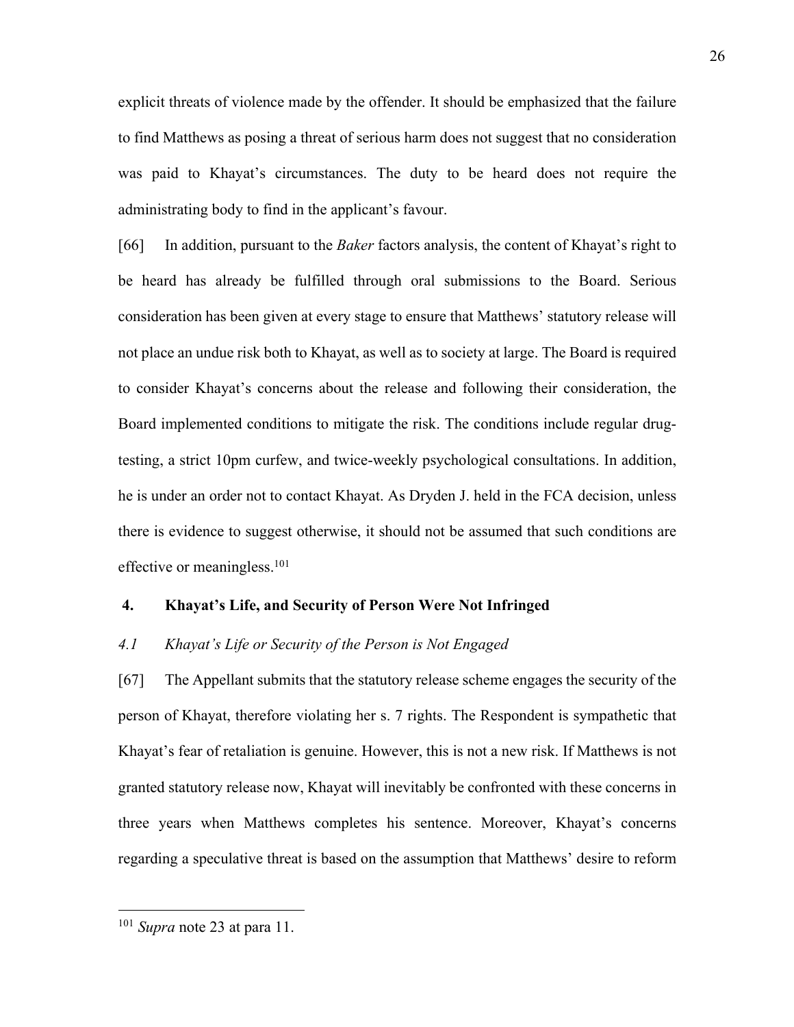explicit threats of violence made by the offender. It should be emphasized that the failure to find Matthews as posing a threat of serious harm does not suggest that no consideration was paid to Khayat's circumstances. The duty to be heard does not require the administrating body to find in the applicant's favour.

[66] In addition, pursuant to the *Baker* factors analysis, the content of Khayat's right to be heard has already be fulfilled through oral submissions to the Board. Serious consideration has been given at every stage to ensure that Matthews' statutory release will not place an undue risk both to Khayat, as well as to society at large. The Board is required to consider Khayat's concerns about the release and following their consideration, the Board implemented conditions to mitigate the risk. The conditions include regular drug-testing, a strict 10pm curfew, and twice-weekly psychological consultations. In addition, he is under an order not to contact Khayat. As Dryden J. held in the FCA decision, unless there is evidence to suggest otherwise, it should not be assumed that such conditions are effective or meaningless.[101]

### 4. Khayat's Life, and Security of Person Were Not Infringed

#### *4.1 Khayat's Life or Security of the Person is Not Engaged*

[67] The Appellant submits that the statutory release scheme engages the security of the person of Khayat, therefore violating her s. 7 rights. The Respondent is sympathetic that Khayat's fear of retaliation is genuine. However, this is not a new risk. If Matthews is not granted statutory release now, Khayat will inevitably be confronted with these concerns in three years when Matthews completes his sentence. Moreover, Khayat's concerns regarding a speculative threat is based on the assumption that Matthews' desire to reform

---

[101] *Supra* note 23 at para 11.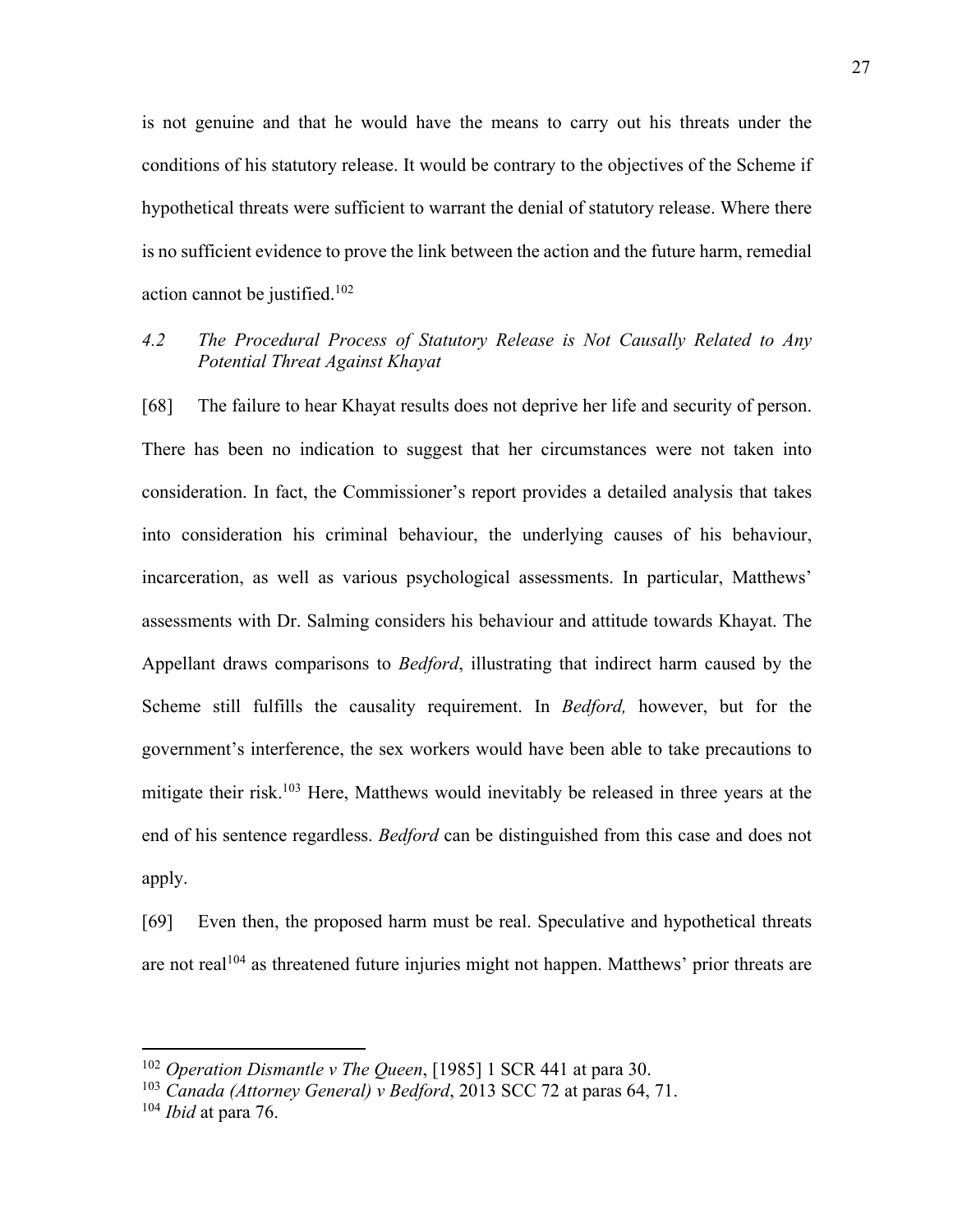is not genuine and that he would have the means to carry out his threats under the conditions of his statutory release. It would be contrary to the objectives of the Scheme if hypothetical threats were sufficient to warrant the denial of statutory release. Where there is no sufficient evidence to prove the link between the action and the future harm, remedial action cannot be justified.[102]

### *4.2 The Procedural Process of Statutory Release is Not Causally Related to Any Potential Threat Against Khayat*

[68] The failure to hear Khayat results does not deprive her life and security of person. There has been no indication to suggest that her circumstances were not taken into consideration. In fact, the Commissioner's report provides a detailed analysis that takes into consideration his criminal behaviour, the underlying causes of his behaviour, incarceration, as well as various psychological assessments. In particular, Matthews' assessments with Dr. Salming considers his behaviour and attitude towards Khayat. The Appellant draws comparisons to *Bedford*, illustrating that indirect harm caused by the Scheme still fulfills the causality requirement. In *Bedford,* however, but for the government's interference, the sex workers would have been able to take precautions to mitigate their risk.[103] Here, Matthews would inevitably be released in three years at the end of his sentence regardless. *Bedford* can be distinguished from this case and does not apply.

[69] Even then, the proposed harm must be real. Speculative and hypothetical threats are not real[104] as threatened future injuries might not happen. Matthews' prior threats are

---

[102] *Operation Dismantle v The Queen*, [1985] 1 SCR 441 at para 30.

[103] *Canada (Attorney General) v Bedford*, 2013 SCC 72 at paras 64, 71.

[104] *Ibid* at para 76.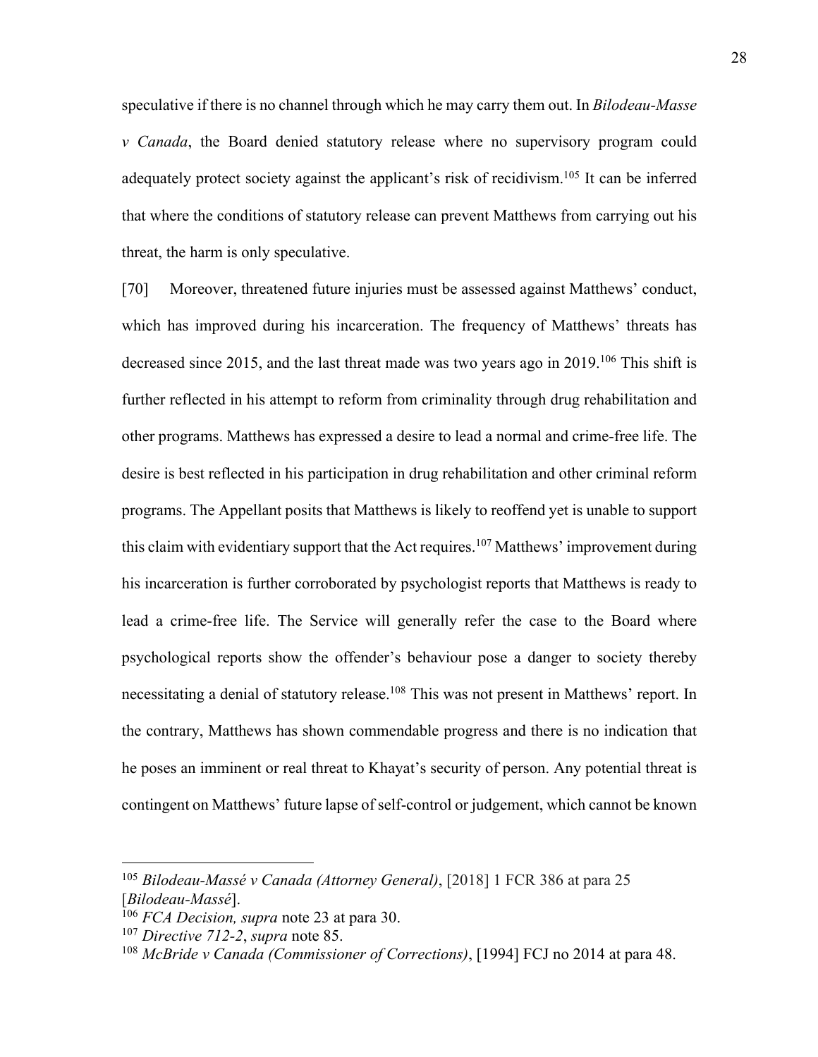speculative if there is no channel through which he may carry them out. In *Bilodeau-Masse v Canada*, the Board denied statutory release where no supervisory program could adequately protect society against the applicant's risk of recidivism.[105] It can be inferred that where the conditions of statutory release can prevent Matthews from carrying out his threat, the harm is only speculative.

[70] Moreover, threatened future injuries must be assessed against Matthews' conduct, which has improved during his incarceration. The frequency of Matthews' threats has decreased since 2015, and the last threat made was two years ago in 2019.[106] This shift is further reflected in his attempt to reform from criminality through drug rehabilitation and other programs. Matthews has expressed a desire to lead a normal and crime-free life. The desire is best reflected in his participation in drug rehabilitation and other criminal reform programs. The Appellant posits that Matthews is likely to reoffend yet is unable to support this claim with evidentiary support that the Act requires.[107] Matthews' improvement during his incarceration is further corroborated by psychologist reports that Matthews is ready to lead a crime-free life. The Service will generally refer the case to the Board where psychological reports show the offender's behaviour pose a danger to society thereby necessitating a denial of statutory release.[108] This was not present in Matthews' report. In the contrary, Matthews has shown commendable progress and there is no indication that he poses an imminent or real threat to Khayat's security of person. Any potential threat is contingent on Matthews' future lapse of self-control or judgement, which cannot be known

---

[105] *Bilodeau-Massé v Canada (Attorney General)*, [2018] 1 FCR 386 at para 25 [*Bilodeau-Massé*].

[106] *FCA Decision, supra* note 23 at para 30.

[107] *Directive 712-2*, *supra* note 85.

[108] *McBride v Canada (Commissioner of Corrections)*, [1994] FCJ no 2014 at para 48.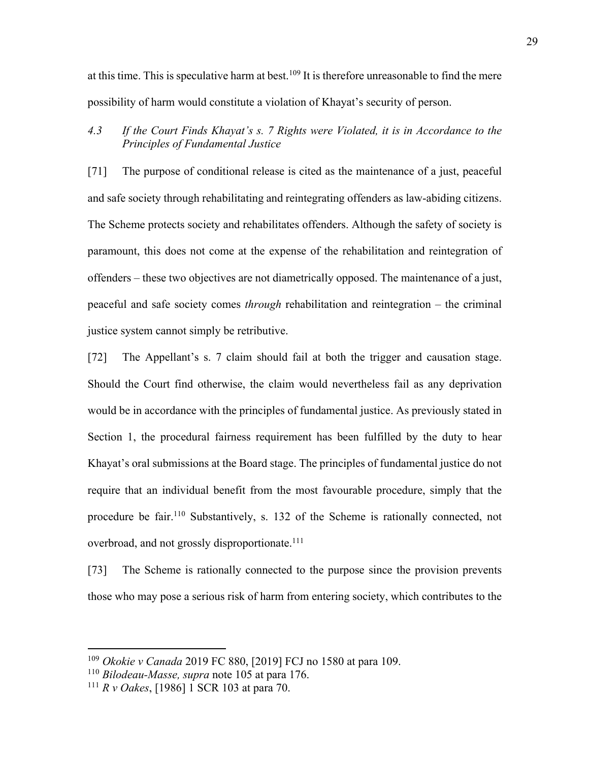at this time. This is speculative harm at best.[109] It is therefore unreasonable to find the mere possibility of harm would constitute a violation of Khayat's security of person.

### *4.3 If the Court Finds Khayat's s. 7 Rights were Violated, it is in Accordance to the Principles of Fundamental Justice*

[71] The purpose of conditional release is cited as the maintenance of a just, peaceful and safe society through rehabilitating and reintegrating offenders as law-abiding citizens. The Scheme protects society and rehabilitates offenders. Although the safety of society is paramount, this does not come at the expense of the rehabilitation and reintegration of offenders – these two objectives are not diametrically opposed. The maintenance of a just, peaceful and safe society comes *through* rehabilitation and reintegration – the criminal justice system cannot simply be retributive.

[72] The Appellant's s. 7 claim should fail at both the trigger and causation stage. Should the Court find otherwise, the claim would nevertheless fail as any deprivation would be in accordance with the principles of fundamental justice. As previously stated in Section 1, the procedural fairness requirement has been fulfilled by the duty to hear Khayat's oral submissions at the Board stage. The principles of fundamental justice do not require that an individual benefit from the most favourable procedure, simply that the procedure be fair.[110] Substantively, s. 132 of the Scheme is rationally connected, not overbroad, and not grossly disproportionate.[111]

[73] The Scheme is rationally connected to the purpose since the provision prevents those who may pose a serious risk of harm from entering society, which contributes to the

---

[109] *Okokie v Canada* 2019 FC 880, [2019] FCJ no 1580 at para 109.

[110] *Bilodeau-Masse, supra* note 105 at para 176.

[111] *R v Oakes*, [1986] 1 SCR 103 at para 70.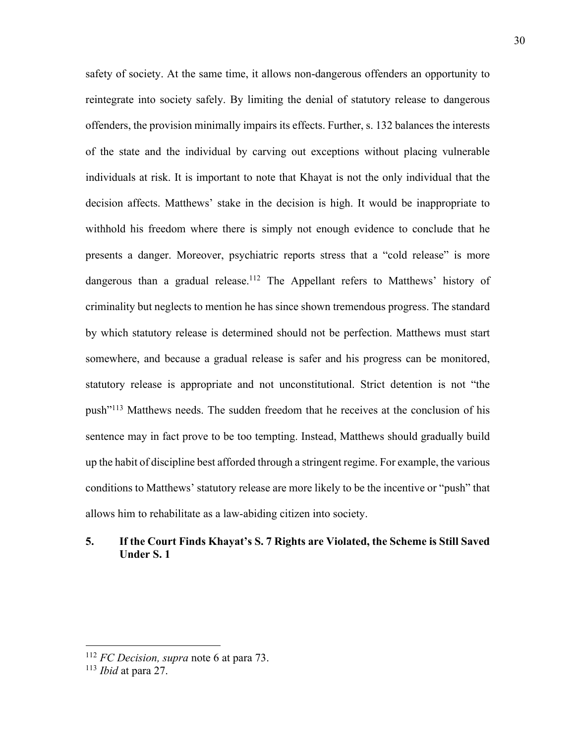safety of society. At the same time, it allows non-dangerous offenders an opportunity to reintegrate into society safely. By limiting the denial of statutory release to dangerous offenders, the provision minimally impairs its effects. Further, s. 132 balances the interests of the state and the individual by carving out exceptions without placing vulnerable individuals at risk. It is important to note that Khayat is not the only individual that the decision affects. Matthews' stake in the decision is high. It would be inappropriate to withhold his freedom where there is simply not enough evidence to conclude that he presents a danger. Moreover, psychiatric reports stress that a "cold release" is more dangerous than a gradual release.[112] The Appellant refers to Matthews' history of criminality but neglects to mention he has since shown tremendous progress. The standard by which statutory release is determined should not be perfection. Matthews must start somewhere, and because a gradual release is safer and his progress can be monitored, statutory release is appropriate and not unconstitutional. Strict detention is not "the push"[113] Matthews needs. The sudden freedom that he receives at the conclusion of his sentence may in fact prove to be too tempting. Instead, Matthews should gradually build up the habit of discipline best afforded through a stringent regime. For example, the various conditions to Matthews' statutory release are more likely to be the incentive or "push" that allows him to rehabilitate as a law-abiding citizen into society.

### 5. If the Court Finds Khayat's S. 7 Rights are Violated, the Scheme is Still Saved Under S. 1

---

[112] *FC Decision, supra* note 6 at para 73.

[113] *Ibid* at para 27.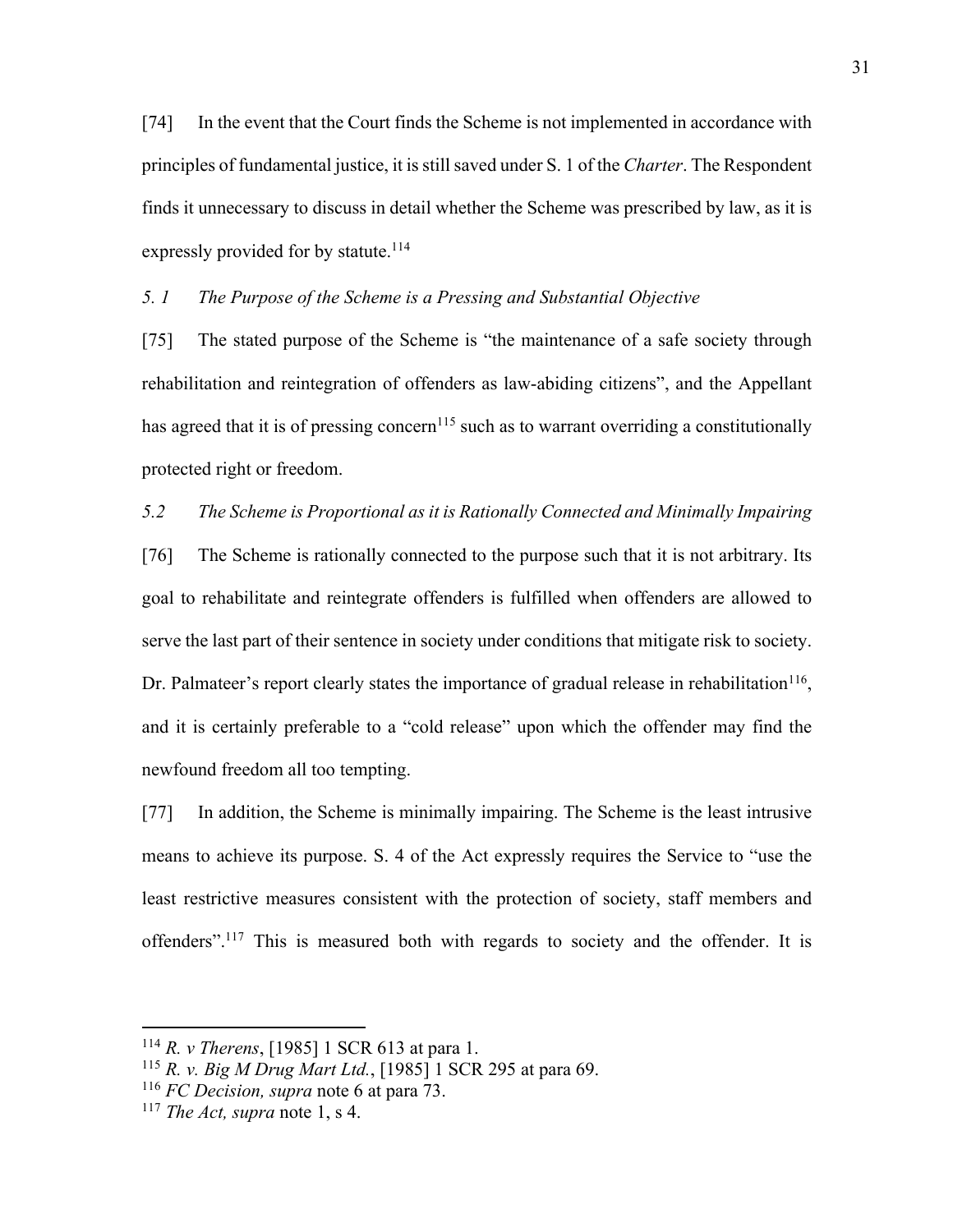[74] In the event that the Court finds the Scheme is not implemented in accordance with principles of fundamental justice, it is still saved under S. 1 of the *Charter*. The Respondent finds it unnecessary to discuss in detail whether the Scheme was prescribed by law, as it is expressly provided for by statute.[114]

*5. 1 The Purpose of the Scheme is a Pressing and Substantial Objective*

[75] The stated purpose of the Scheme is "the maintenance of a safe society through rehabilitation and reintegration of offenders as law-abiding citizens", and the Appellant has agreed that it is of pressing concern[115] such as to warrant overriding a constitutionally protected right or freedom.

*5.2 The Scheme is Proportional as it is Rationally Connected and Minimally Impairing*

[76] The Scheme is rationally connected to the purpose such that it is not arbitrary. Its goal to rehabilitate and reintegrate offenders is fulfilled when offenders are allowed to serve the last part of their sentence in society under conditions that mitigate risk to society. Dr. Palmateer's report clearly states the importance of gradual release in rehabilitation[116], and it is certainly preferable to a "cold release" upon which the offender may find the newfound freedom all too tempting.

[77] In addition, the Scheme is minimally impairing. The Scheme is the least intrusive means to achieve its purpose. S. 4 of the Act expressly requires the Service to "use the least restrictive measures consistent with the protection of society, staff members and offenders".[117] This is measured both with regards to society and the offender. It is

---

[114] *R. v Therens*, [1985] 1 SCR 613 at para 1.
[115] *R. v. Big M Drug Mart Ltd.*, [1985] 1 SCR 295 at para 69.
[116] *FC Decision, supra* note 6 at para 73.
[117] *The Act, supra* note 1, s 4.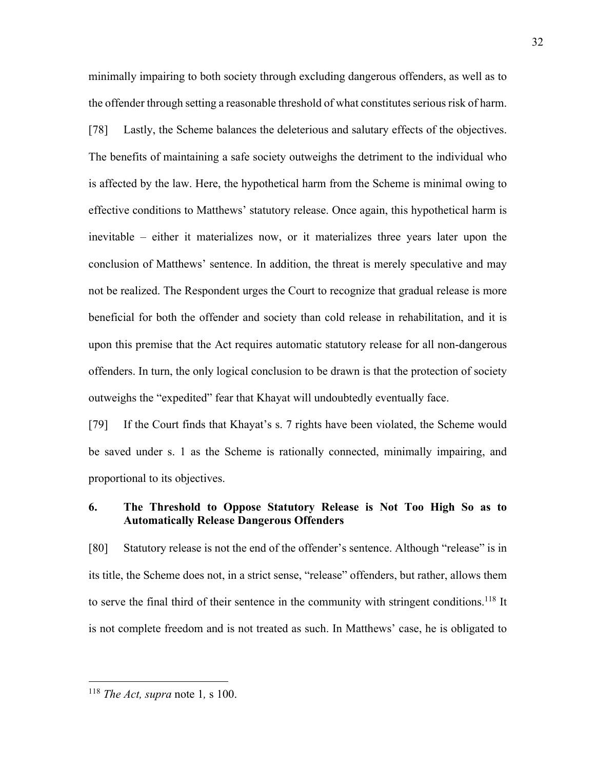minimally impairing to both society through excluding dangerous offenders, as well as to the offender through setting a reasonable threshold of what constitutes serious risk of harm.

[78] Lastly, the Scheme balances the deleterious and salutary effects of the objectives. The benefits of maintaining a safe society outweighs the detriment to the individual who is affected by the law. Here, the hypothetical harm from the Scheme is minimal owing to effective conditions to Matthews' statutory release. Once again, this hypothetical harm is inevitable – either it materializes now, or it materializes three years later upon the conclusion of Matthews' sentence. In addition, the threat is merely speculative and may not be realized. The Respondent urges the Court to recognize that gradual release is more beneficial for both the offender and society than cold release in rehabilitation, and it is upon this premise that the Act requires automatic statutory release for all non-dangerous offenders. In turn, the only logical conclusion to be drawn is that the protection of society outweighs the "expedited" fear that Khayat will undoubtedly eventually face.

[79] If the Court finds that Khayat's s. 7 rights have been violated, the Scheme would be saved under s. 1 as the Scheme is rationally connected, minimally impairing, and proportional to its objectives.

### 6. The Threshold to Oppose Statutory Release is Not Too High So as to Automatically Release Dangerous Offenders

[80] Statutory release is not the end of the offender's sentence. Although "release" is in its title, the Scheme does not, in a strict sense, "release" offenders, but rather, allows them to serve the final third of their sentence in the community with stringent conditions.[118] It is not complete freedom and is not treated as such. In Matthews' case, he is obligated to

---

[118] *The Act, supra* note 1*,* s 100.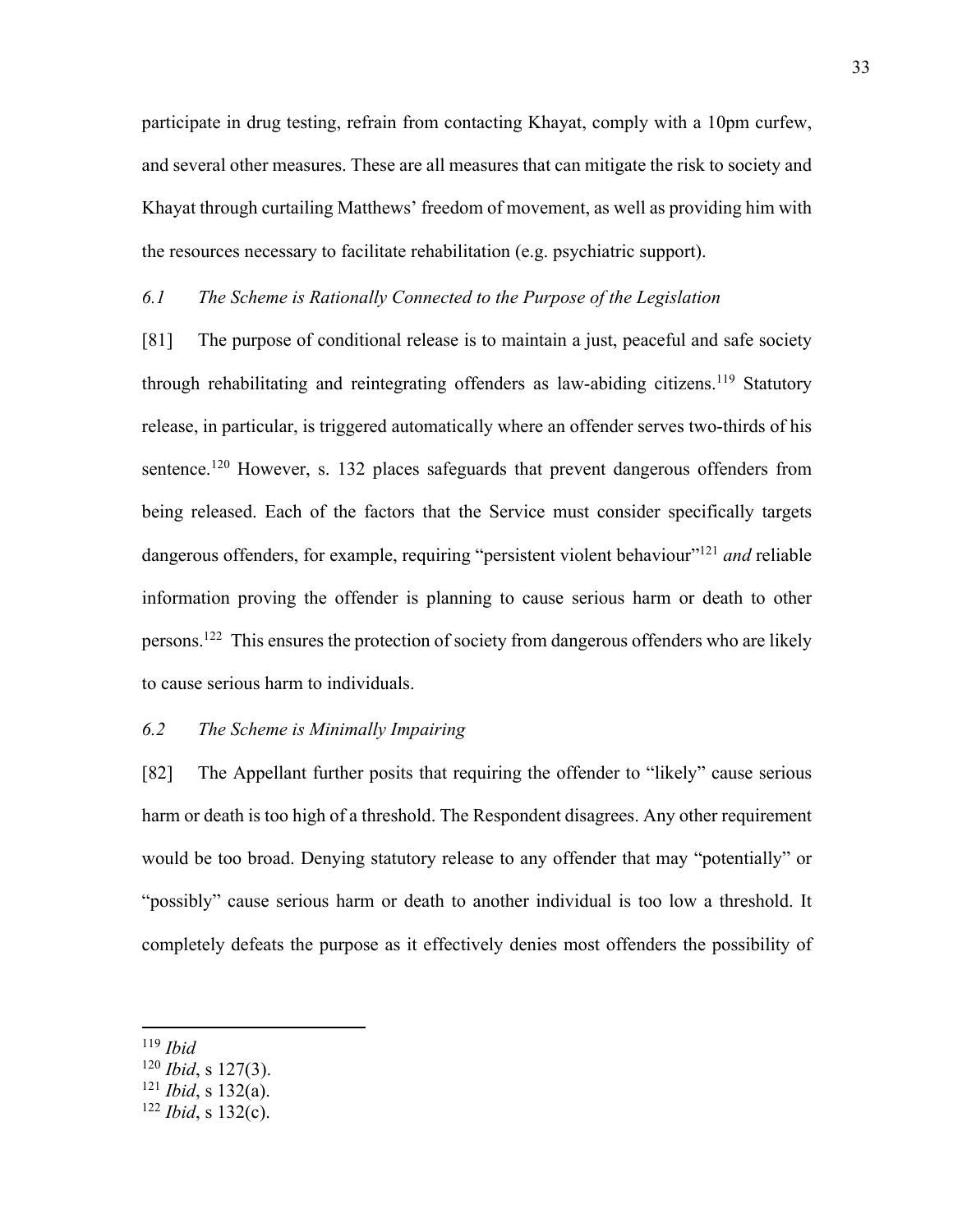participate in drug testing, refrain from contacting Khayat, comply with a 10pm curfew, and several other measures. These are all measures that can mitigate the risk to society and Khayat through curtailing Matthews' freedom of movement, as well as providing him with the resources necessary to facilitate rehabilitation (e.g. psychiatric support).

### *6.1 The Scheme is Rationally Connected to the Purpose of the Legislation*

[81] The purpose of conditional release is to maintain a just, peaceful and safe society through rehabilitating and reintegrating offenders as law-abiding citizens.[119] Statutory release, in particular, is triggered automatically where an offender serves two-thirds of his sentence.[120] However, s. 132 places safeguards that prevent dangerous offenders from being released. Each of the factors that the Service must consider specifically targets dangerous offenders, for example, requiring "persistent violent behaviour"[121] *and* reliable information proving the offender is planning to cause serious harm or death to other persons.[122] This ensures the protection of society from dangerous offenders who are likely to cause serious harm to individuals.

### *6.2 The Scheme is Minimally Impairing*

[82] The Appellant further posits that requiring the offender to "likely" cause serious harm or death is too high of a threshold. The Respondent disagrees. Any other requirement would be too broad. Denying statutory release to any offender that may "potentially" or "possibly" cause serious harm or death to another individual is too low a threshold. It completely defeats the purpose as it effectively denies most offenders the possibility of

---

[119] *Ibid*

[120] *Ibid*, s 127(3).

[121] *Ibid*, s 132(a).

[122] *Ibid*, s 132(c).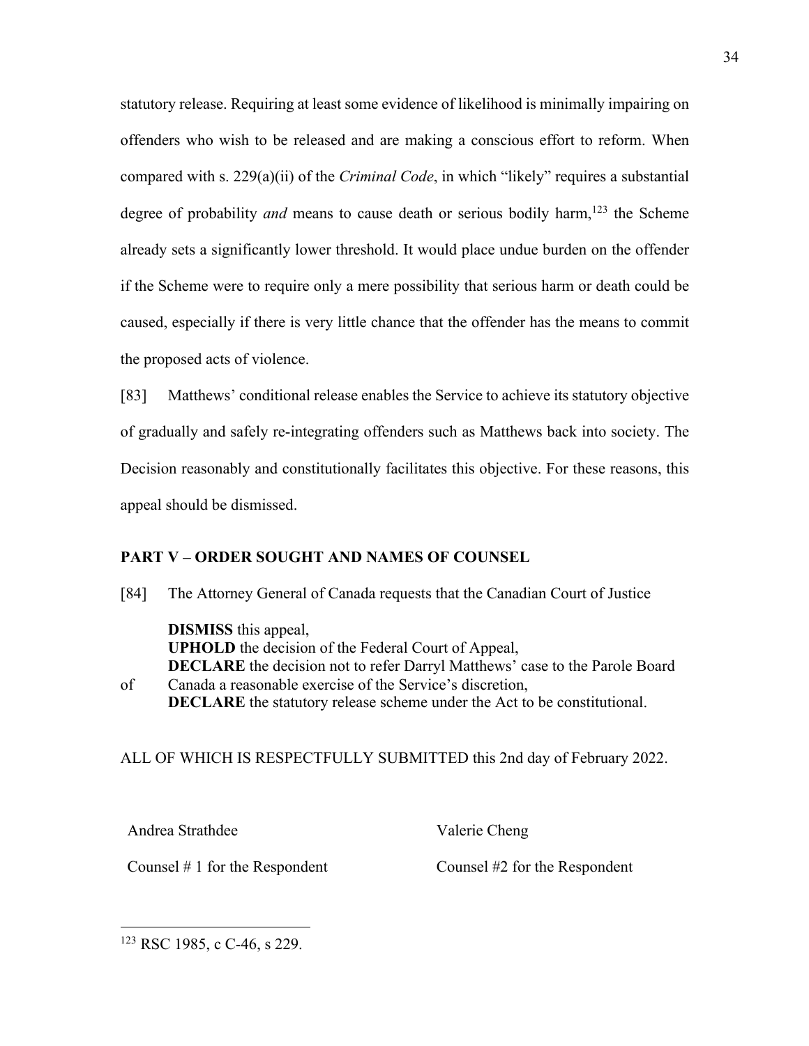statutory release. Requiring at least some evidence of likelihood is minimally impairing on offenders who wish to be released and are making a conscious effort to reform. When compared with s. 229(a)(ii) of the *Criminal Code*, in which "likely" requires a substantial degree of probability *and* means to cause death or serious bodily harm,[123] the Scheme already sets a significantly lower threshold. It would place undue burden on the offender if the Scheme were to require only a mere possibility that serious harm or death could be caused, especially if there is very little chance that the offender has the means to commit the proposed acts of violence.

[83] Matthews' conditional release enables the Service to achieve its statutory objective of gradually and safely re-integrating offenders such as Matthews back into society. The Decision reasonably and constitutionally facilitates this objective. For these reasons, this appeal should be dismissed.

## PART V – ORDER SOUGHT AND NAMES OF COUNSEL

[84] The Attorney General of Canada requests that the Canadian Court of Justice

**DISMISS** this appeal,
**UPHOLD** the decision of the Federal Court of Appeal,
**DECLARE** the decision not to refer Darryl Matthews' case to the Parole Board of Canada a reasonable exercise of the Service's discretion,
**DECLARE** the statutory release scheme under the Act to be constitutional.

ALL OF WHICH IS RESPECTFULLY SUBMITTED this 2nd day of February 2022.

Andrea Strathdee — Counsel # 1 for the Respondent

Valerie Cheng — Counsel #2 for the Respondent

---

[123] RSC 1985, c C-46, s 229.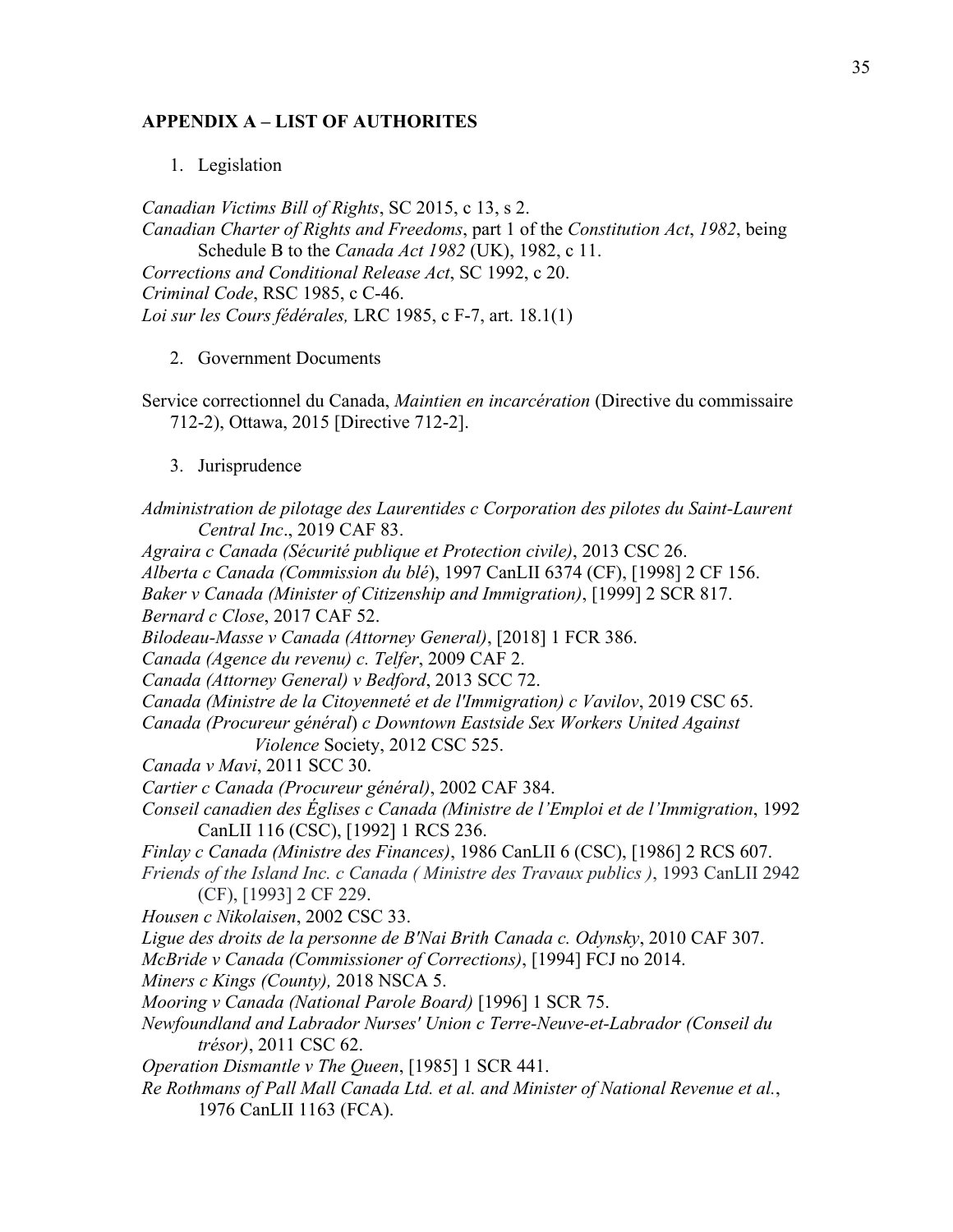## APPENDIX A – LIST OF AUTHORITES

1. Legislation

*Canadian Victims Bill of Rights*, SC 2015, c 13, s 2.
*Canadian Charter of Rights and Freedoms*, part 1 of the *Constitution Act*, *1982*, being Schedule B to the *Canada Act 1982* (UK), 1982, c 11.
*Corrections and Conditional Release Act*, SC 1992, c 20.
*Criminal Code*, RSC 1985, c C-46.
*Loi sur les Cours fédérales,* LRC 1985, c F-7, art. 18.1(1)

2. Government Documents

Service correctionnel du Canada, *Maintien en incarcération* (Directive du commissaire 712-2), Ottawa, 2015 [Directive 712-2].

3. Jurisprudence

*Administration de pilotage des Laurentides c Corporation des pilotes du Saint-Laurent Central Inc*., 2019 CAF 83.
*Agraira c Canada (Sécurité publique et Protection civile)*, 2013 CSC 26.
*Alberta c Canada (Commission du blé*), 1997 CanLII 6374 (CF), [1998] 2 CF 156.
*Baker v Canada (Minister of Citizenship and Immigration)*, [1999] 2 SCR 817.
*Bernard c Close*, 2017 CAF 52.
*Bilodeau-Masse v Canada (Attorney General)*, [2018] 1 FCR 386.
*Canada (Agence du revenu) c. Telfer*, 2009 CAF 2.
*Canada (Attorney General) v Bedford*, 2013 SCC 72.
*Canada (Ministre de la Citoyenneté et de l'Immigration) c Vavilov*, 2019 CSC 65.
*Canada (Procureur général*) *c Downtown Eastside Sex Workers United Against Violence* Society, 2012 CSC 525.
*Canada v Mavi*, 2011 SCC 30.
*Cartier c Canada (Procureur général)*, 2002 CAF 384.
*Conseil canadien des Églises c Canada (Ministre de l'Emploi et de l'Immigration*, 1992 CanLII 116 (CSC), [1992] 1 RCS 236.
*Finlay c Canada (Ministre des Finances)*, 1986 CanLII 6 (CSC), [1986] 2 RCS 607.
*Friends of the Island Inc. c Canada ( Ministre des Travaux publics )*, 1993 CanLII 2942 (CF), [1993] 2 CF 229.
*Housen c Nikolaisen*, 2002 CSC 33.
*Ligue des droits de la personne de B'Nai Brith Canada c. Odynsky*, 2010 CAF 307.
*McBride v Canada (Commissioner of Corrections)*, [1994] FCJ no 2014.
*Miners c Kings (County),* 2018 NSCA 5.
*Mooring v Canada (National Parole Board)* [1996] 1 SCR 75.
*Newfoundland and Labrador Nurses' Union c Terre-Neuve-et-Labrador (Conseil du trésor)*, 2011 CSC 62.
*Operation Dismantle v The Queen*, [1985] 1 SCR 441.
*Re Rothmans of Pall Mall Canada Ltd. et al. and Minister of National Revenue et al.*, 1976 CanLII 1163 (FCA).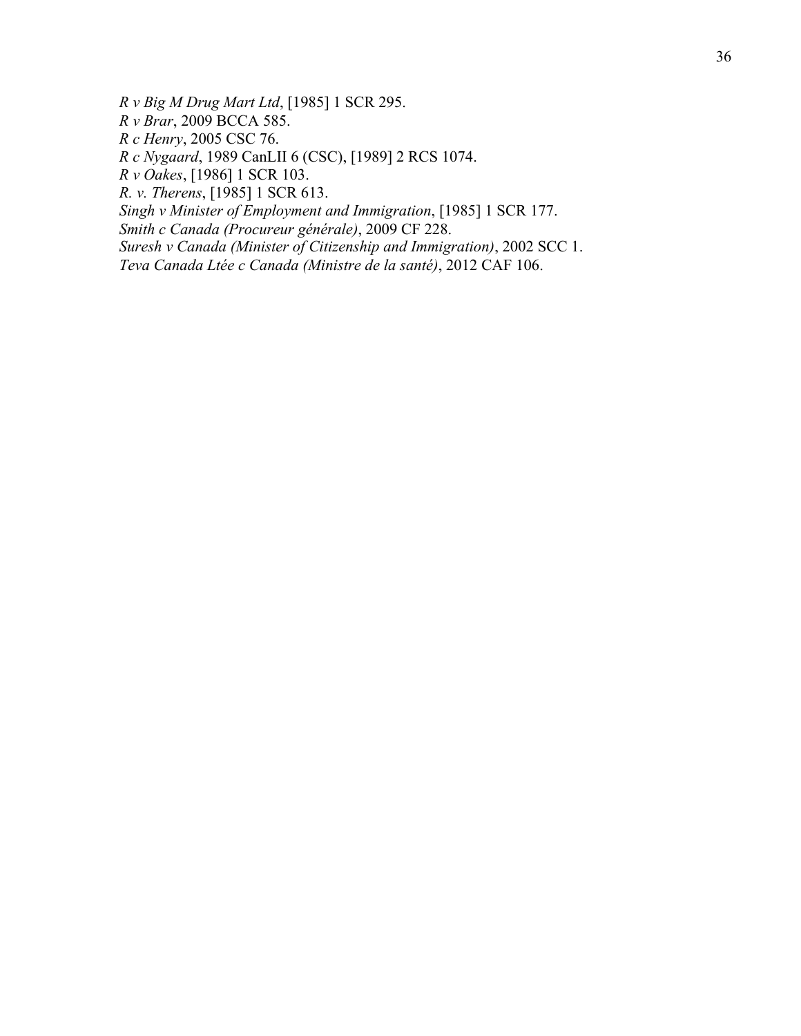*R v Big M Drug Mart Ltd*, [1985] 1 SCR 295.
*R v Brar*, 2009 BCCA 585.
*R c Henry*, 2005 CSC 76.
*R c Nygaard*, 1989 CanLII 6 (CSC), [1989] 2 RCS 1074.
*R v Oakes*, [1986] 1 SCR 103.
*R. v. Therens*, [1985] 1 SCR 613.
*Singh v Minister of Employment and Immigration*, [1985] 1 SCR 177.
*Smith c Canada (Procureur générale)*, 2009 CF 228.
*Suresh v Canada (Minister of Citizenship and Immigration)*, 2002 SCC 1.
*Teva Canada Ltée c Canada (Ministre de la santé)*, 2012 CAF 106.